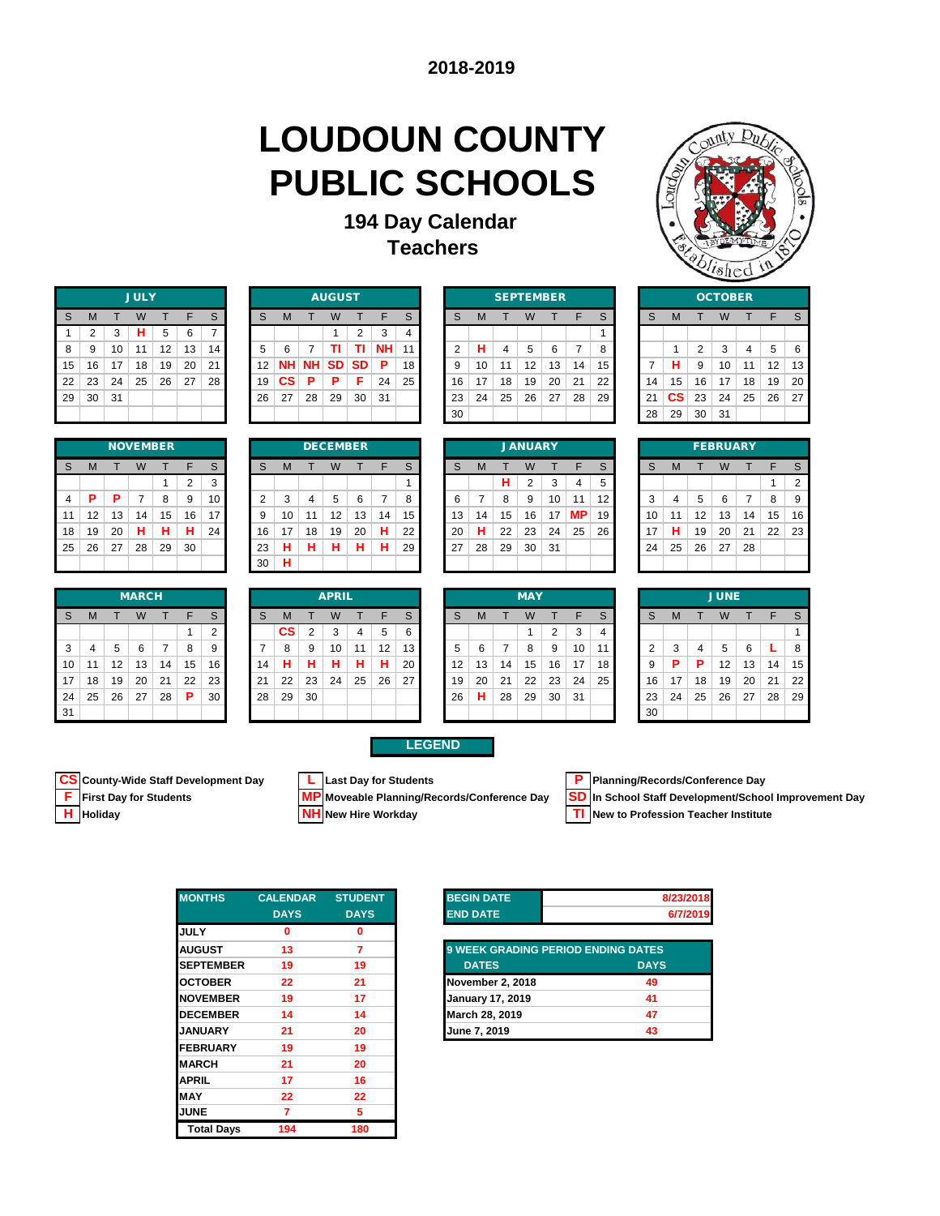**2018-2019**

# LOUDOUN COUNTY PUBLIC SCHOOLS

## 194 Day Calendar
## Teachers

**JULY**

| S | M | T | W | T | F | S |
|---|---|---|---|---|---|---|
| 1 | 2 | 3 | H | 5 | 6 | 7 |
| 8 | 9 | 10 | 11 | 12 | 13 | 14 |
| 15 | 16 | 17 | 18 | 19 | 20 | 21 |
| 22 | 23 | 24 | 25 | 26 | 27 | 28 |
| 29 | 30 | 31 | | | | |

**AUGUST**

| S | M | T | W | T | F | S |
|---|---|---|---|---|---|---|
| | | | 1 | 2 | 3 | 4 |
| 5 | 6 | 7 | TI | TI | NH | 11 |
| 12 | NH | NH | SD | SD | P | 18 |
| 19 | CS | P | P | F | 24 | 25 |
| 26 | 27 | 28 | 29 | 30 | 31 | |

**SEPTEMBER**

| S | M | T | W | T | F | S |
|---|---|---|---|---|---|---|
| | | | | | | 1 |
| 2 | H | 4 | 5 | 6 | 7 | 8 |
| 9 | 10 | 11 | 12 | 13 | 14 | 15 |
| 16 | 17 | 18 | 19 | 20 | 21 | 22 |
| 23 | 24 | 25 | 26 | 27 | 28 | 29 |
| 30 | | | | | | |

**OCTOBER**

| S | M | T | W | T | F | S |
|---|---|---|---|---|---|---|
| | 1 | 2 | 3 | 4 | 5 | 6 |
| 7 | H | 9 | 10 | 11 | 12 | 13 |
| 14 | 15 | 16 | 17 | 18 | 19 | 20 |
| 21 | CS | 23 | 24 | 25 | 26 | 27 |
| 28 | 29 | 30 | 31 | | | |

**NOVEMBER**

| S | M | T | W | T | F | S |
|---|---|---|---|---|---|---|
| | | | | 1 | 2 | 3 |
| 4 | P | P | 7 | 8 | 9 | 10 |
| 11 | 12 | 13 | 14 | 15 | 16 | 17 |
| 18 | 19 | 20 | H | H | H | 24 |
| 25 | 26 | 27 | 28 | 29 | 30 | |

**DECEMBER**

| S | M | T | W | T | F | S |
|---|---|---|---|---|---|---|
| | | | | | | 1 |
| 2 | 3 | 4 | 5 | 6 | 7 | 8 |
| 9 | 10 | 11 | 12 | 13 | 14 | 15 |
| 16 | 17 | 18 | 19 | 20 | H | 22 |
| 23 | H | H | H | H | H | 29 |
| 30 | H | | | | | |

**JANUARY**

| S | M | T | W | T | F | S |
|---|---|---|---|---|---|---|
| | | H | 2 | 3 | 4 | 5 |
| 6 | 7 | 8 | 9 | 10 | 11 | 12 |
| 13 | 14 | 15 | 16 | 17 | MP | 19 |
| 20 | H | 22 | 23 | 24 | 25 | 26 |
| 27 | 28 | 29 | 30 | 31 | | |

**FEBRUARY**

| S | M | T | W | T | F | S |
|---|---|---|---|---|---|---|
| | | | | | 1 | 2 |
| 3 | 4 | 5 | 6 | 7 | 8 | 9 |
| 10 | 11 | 12 | 13 | 14 | 15 | 16 |
| 17 | H | 19 | 20 | 21 | 22 | 23 |
| 24 | 25 | 26 | 27 | 28 | | |

**MARCH**

| S | M | T | W | T | F | S |
|---|---|---|---|---|---|---|
| | | | | | 1 | 2 |
| 3 | 4 | 5 | 6 | 7 | 8 | 9 |
| 10 | 11 | 12 | 13 | 14 | 15 | 16 |
| 17 | 18 | 19 | 20 | 21 | 22 | 23 |
| 24 | 25 | 26 | 27 | 28 | P | 30 |
| 31 | | | | | | |

**APRIL**

| S | M | T | W | T | F | S |
|---|---|---|---|---|---|---|
| | CS | 2 | 3 | 4 | 5 | 6 |
| 7 | 8 | 9 | 10 | 11 | 12 | 13 |
| 14 | H | H | H | H | H | 20 |
| 21 | 22 | 23 | 24 | 25 | 26 | 27 |
| 28 | 29 | 30 | | | | |

**MAY**

| S | M | T | W | T | F | S |
|---|---|---|---|---|---|---|
| | | | 1 | 2 | 3 | 4 |
| 5 | 6 | 7 | 8 | 9 | 10 | 11 |
| 12 | 13 | 14 | 15 | 16 | 17 | 18 |
| 19 | 20 | 21 | 22 | 23 | 24 | 25 |
| 26 | H | 28 | 29 | 30 | 31 | |

**JUNE**

| S | M | T | W | T | F | S |
|---|---|---|---|---|---|---|
| | | | | | | 1 |
| 2 | 3 | 4 | 5 | 6 | L | 8 |
| 9 | P | P | 12 | 13 | 14 | 15 |
| 16 | 17 | 18 | 19 | 20 | 21 | 22 |
| 23 | 24 | 25 | 26 | 27 | 28 | 29 |
| 30 | | | | | | |

**LEGEND**

- **CS** County-Wide Staff Development Day
- **F** First Day for Students
- **H** Holiday
- **L** Last Day for Students
- **MP** Moveable Planning/Records/Conference Day
- **NH** New Hire Workday
- **P** Planning/Records/Conference Day
- **SD** In School Staff Development/School Improvement Day
- **TI** New to Profession Teacher Institute

| MONTHS | CALENDAR DAYS | STUDENT DAYS |
|---|---|---|
| JULY | 0 | 0 |
| AUGUST | 13 | 7 |
| SEPTEMBER | 19 | 19 |
| OCTOBER | 22 | 21 |
| NOVEMBER | 19 | 17 |
| DECEMBER | 14 | 14 |
| JANUARY | 21 | 20 |
| FEBRUARY | 19 | 19 |
| MARCH | 21 | 20 |
| APRIL | 17 | 16 |
| MAY | 22 | 22 |
| JUNE | 7 | 5 |
| Total Days | 194 | 180 |

| BEGIN DATE | 8/23/2018 |
|---|---|
| END DATE | 6/7/2019 |

| 9 WEEK GRADING PERIOD ENDING DATES | |
|---|---|
| DATES | DAYS |
| November 2, 2018 | 49 |
| January 17, 2019 | 41 |
| March 28, 2019 | 47 |
| June 7, 2019 | 43 |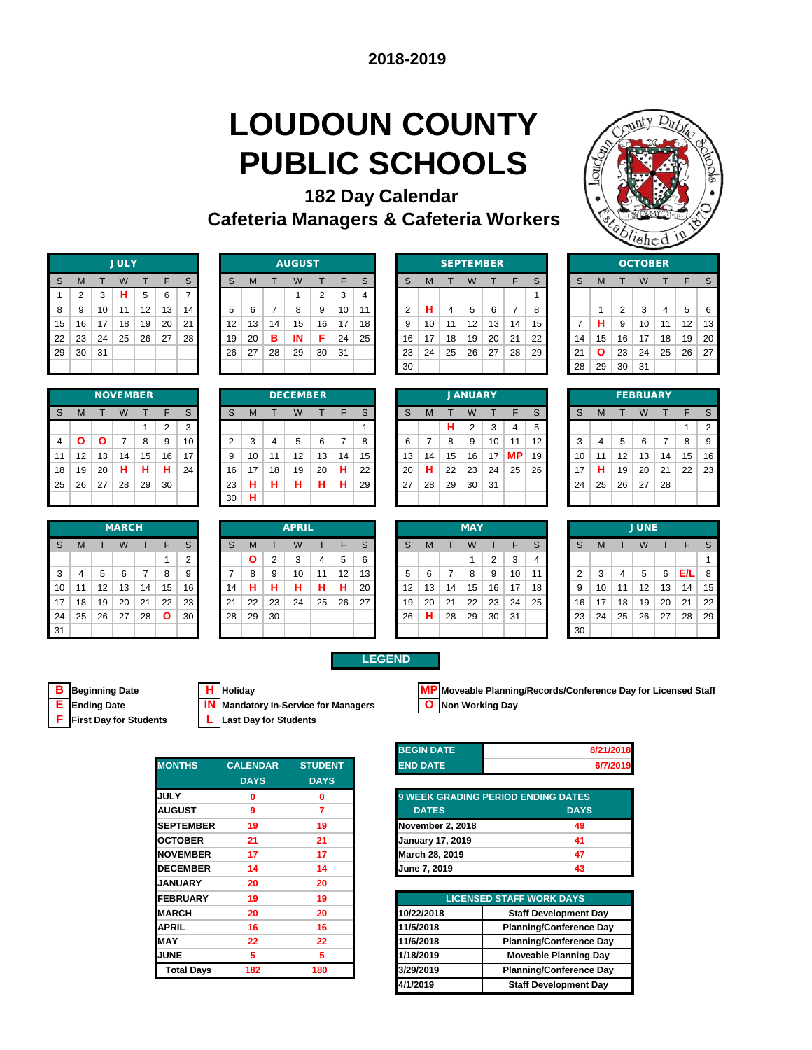2018-2019

# LOUDOUN COUNTY PUBLIC SCHOOLS

## 182 Day Calendar
## Cafeteria Managers & Cafeteria Workers

**JULY**

| S | M | T | W | T | F | S |
|---|---|---|---|---|---|---|
| 1 | 2 | 3 | H | 5 | 6 | 7 |
| 8 | 9 | 10 | 11 | 12 | 13 | 14 |
| 15 | 16 | 17 | 18 | 19 | 20 | 21 |
| 22 | 23 | 24 | 25 | 26 | 27 | 28 |
| 29 | 30 | 31 | | | | |

**AUGUST**

| S | M | T | W | T | F | S |
|---|---|---|---|---|---|---|
| | | | 1 | 2 | 3 | 4 |
| 5 | 6 | 7 | 8 | 9 | 10 | 11 |
| 12 | 13 | 14 | 15 | 16 | 17 | 18 |
| 19 | 20 | B | IN | F | 24 | 25 |
| 26 | 27 | 28 | 29 | 30 | 31 | |

**SEPTEMBER**

| S | M | T | W | T | F | S |
|---|---|---|---|---|---|---|
| | | | | | | 1 |
| 2 | H | 4 | 5 | 6 | 7 | 8 |
| 9 | 10 | 11 | 12 | 13 | 14 | 15 |
| 16 | 17 | 18 | 19 | 20 | 21 | 22 |
| 23 | 24 | 25 | 26 | 27 | 28 | 29 |
| 30 | | | | | | |

**OCTOBER**

| S | M | T | W | T | F | S |
|---|---|---|---|---|---|---|
| | 1 | 2 | 3 | 4 | 5 | 6 |
| 7 | H | 9 | 10 | 11 | 12 | 13 |
| 14 | 15 | 16 | 17 | 18 | 19 | 20 |
| 21 | O | 23 | 24 | 25 | 26 | 27 |
| 28 | 29 | 30 | 31 | | | |

**NOVEMBER**

| S | M | T | W | T | F | S |
|---|---|---|---|---|---|---|
| | | | | 1 | 2 | 3 |
| 4 | O | O | 7 | 8 | 9 | 10 |
| 11 | 12 | 13 | 14 | 15 | 16 | 17 |
| 18 | 19 | 20 | H | H | H | 24 |
| 25 | 26 | 27 | 28 | 29 | 30 | |

**DECEMBER**

| S | M | T | W | T | F | S |
|---|---|---|---|---|---|---|
| | | | | | | 1 |
| 2 | 3 | 4 | 5 | 6 | 7 | 8 |
| 9 | 10 | 11 | 12 | 13 | 14 | 15 |
| 16 | 17 | 18 | 19 | 20 | H | 22 |
| 23 | H | H | H | H | H | 29 |
| 30 | H | | | | | |

**JANUARY**

| S | M | T | W | T | F | S |
|---|---|---|---|---|---|---|
| | | H | 2 | 3 | 4 | 5 |
| 6 | 7 | 8 | 9 | 10 | 11 | 12 |
| 13 | 14 | 15 | 16 | 17 | MP | 19 |
| 20 | H | 22 | 23 | 24 | 25 | 26 |
| 27 | 28 | 29 | 30 | 31 | | |

**FEBRUARY**

| S | M | T | W | T | F | S |
|---|---|---|---|---|---|---|
| | | | | | 1 | 2 |
| 3 | 4 | 5 | 6 | 7 | 8 | 9 |
| 10 | 11 | 12 | 13 | 14 | 15 | 16 |
| 17 | H | 19 | 20 | 21 | 22 | 23 |
| 24 | 25 | 26 | 27 | 28 | | |

**MARCH**

| S | M | T | W | T | F | S |
|---|---|---|---|---|---|---|
| | | | | | 1 | 2 |
| 3 | 4 | 5 | 6 | 7 | 8 | 9 |
| 10 | 11 | 12 | 13 | 14 | 15 | 16 |
| 17 | 18 | 19 | 20 | 21 | 22 | 23 |
| 24 | 25 | 26 | 27 | 28 | O | 30 |
| 31 | | | | | | |

**APRIL**

| S | M | T | W | T | F | S |
|---|---|---|---|---|---|---|
| | O | 2 | 3 | 4 | 5 | 6 |
| 7 | 8 | 9 | 10 | 11 | 12 | 13 |
| 14 | H | H | H | H | H | 20 |
| 21 | 22 | 23 | 24 | 25 | 26 | 27 |
| 28 | 29 | 30 | | | | |

**MAY**

| S | M | T | W | T | F | S |
|---|---|---|---|---|---|---|
| | | | 1 | 2 | 3 | 4 |
| 5 | 6 | 7 | 8 | 9 | 10 | 11 |
| 12 | 13 | 14 | 15 | 16 | 17 | 18 |
| 19 | 20 | 21 | 22 | 23 | 24 | 25 |
| 26 | H | 28 | 29 | 30 | 31 | |

**JUNE**

| S | M | T | W | T | F | S |
|---|---|---|---|---|---|---|
| | | | | | | 1 |
| 2 | 3 | 4 | 5 | 6 | E/L | 8 |
| 9 | 10 | 11 | 12 | 13 | 14 | 15 |
| 16 | 17 | 18 | 19 | 20 | 21 | 22 |
| 23 | 24 | 25 | 26 | 27 | 28 | 29 |
| 30 | | | | | | |

## LEGEND

- **B** Beginning Date
- **E** Ending Date
- **F** First Day for Students
- **H** Holiday
- **IN** Mandatory In-Service for Managers
- **L** Last Day for Students
- **MP** Moveable Planning/Records/Conference Day for Licensed Staff
- **O** Non Working Day

| MONTHS | CALENDAR DAYS | STUDENT DAYS |
|---|---|---|
| JULY | 0 | 0 |
| AUGUST | 9 | 7 |
| SEPTEMBER | 19 | 19 |
| OCTOBER | 21 | 21 |
| NOVEMBER | 17 | 17 |
| DECEMBER | 14 | 14 |
| JANUARY | 20 | 20 |
| FEBRUARY | 19 | 19 |
| MARCH | 20 | 20 |
| APRIL | 16 | 16 |
| MAY | 22 | 22 |
| JUNE | 5 | 5 |
| Total Days | 182 | 180 |

| BEGIN DATE | 8/21/2018 |
|---|---|
| END DATE | 6/7/2019 |

| 9 WEEK GRADING PERIOD ENDING DATES | |
|---|---|
| DATES | DAYS |
| November 2, 2018 | 49 |
| January 17, 2019 | 41 |
| March 28, 2019 | 47 |
| June 7, 2019 | 43 |

| LICENSED STAFF WORK DAYS | |
|---|---|
| 10/22/2018 | Staff Development Day |
| 11/5/2018 | Planning/Conference Day |
| 11/6/2018 | Planning/Conference Day |
| 1/18/2019 | Moveable Planning Day |
| 3/29/2019 | Planning/Conference Day |
| 4/1/2019 | Staff Development Day |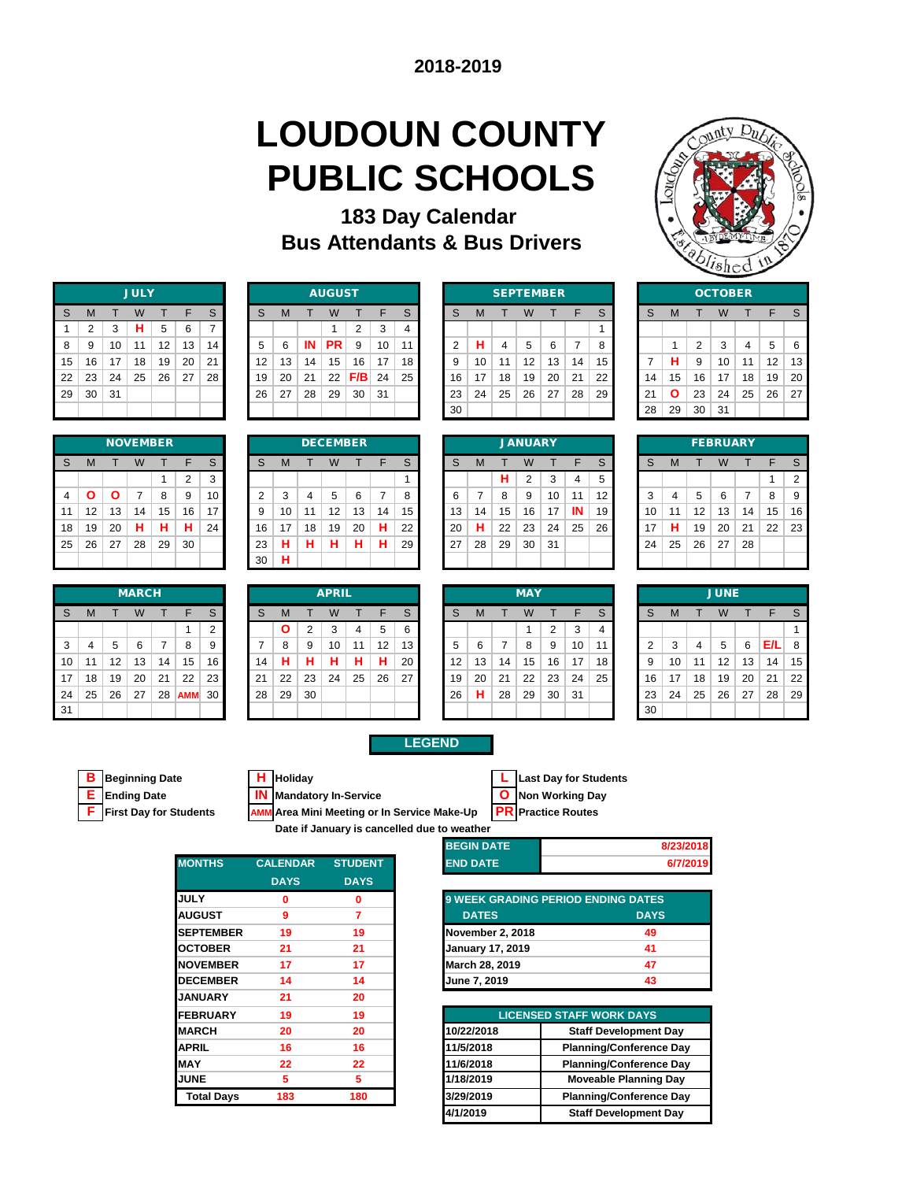**2018-2019**

# LOUDOUN COUNTY PUBLIC SCHOOLS

## 183 Day Calendar

## Bus Attendants & Bus Drivers

**JULY**

| S | M | T | W | T | F | S |
|---|---|---|---|---|---|---|
| 1 | 2 | 3 | H | 5 | 6 | 7 |
| 8 | 9 | 10 | 11 | 12 | 13 | 14 |
| 15 | 16 | 17 | 18 | 19 | 20 | 21 |
| 22 | 23 | 24 | 25 | 26 | 27 | 28 |
| 29 | 30 | 31 | | | | |

**AUGUST**

| S | M | T | W | T | F | S |
|---|---|---|---|---|---|---|
| | | | 1 | 2 | 3 | 4 |
| 5 | 6 | IN | PR | 9 | 10 | 11 |
| 12 | 13 | 14 | 15 | 16 | 17 | 18 |
| 19 | 20 | 21 | 22 | F/B | 24 | 25 |
| 26 | 27 | 28 | 29 | 30 | 31 | |

**SEPTEMBER**

| S | M | T | W | T | F | S |
|---|---|---|---|---|---|---|
| | | | | | | 1 |
| 2 | H | 4 | 5 | 6 | 7 | 8 |
| 9 | 10 | 11 | 12 | 13 | 14 | 15 |
| 16 | 17 | 18 | 19 | 20 | 21 | 22 |
| 23 | 24 | 25 | 26 | 27 | 28 | 29 |
| 30 | | | | | | |

**OCTOBER**

| S | M | T | W | T | F | S |
|---|---|---|---|---|---|---|
| | 1 | 2 | 3 | 4 | 5 | 6 |
| 7 | H | 9 | 10 | 11 | 12 | 13 |
| 14 | 15 | 16 | 17 | 18 | 19 | 20 |
| 21 | O | 23 | 24 | 25 | 26 | 27 |
| 28 | 29 | 30 | 31 | | | |

**NOVEMBER**

| S | M | T | W | T | F | S |
|---|---|---|---|---|---|---|
| | | | | 1 | 2 | 3 |
| 4 | O | O | 7 | 8 | 9 | 10 |
| 11 | 12 | 13 | 14 | 15 | 16 | 17 |
| 18 | 19 | 20 | H | H | H | 24 |
| 25 | 26 | 27 | 28 | 29 | 30 | |

**DECEMBER**

| S | M | T | W | T | F | S |
|---|---|---|---|---|---|---|
| | | | | | | 1 |
| 2 | 3 | 4 | 5 | 6 | 7 | 8 |
| 9 | 10 | 11 | 12 | 13 | 14 | 15 |
| 16 | 17 | 18 | 19 | 20 | 21 | 22 |
| 23 | H | H | H | H | H | 29 |
| 30 | H | | | | | |

**JANUARY**

| S | M | T | W | T | F | S |
|---|---|---|---|---|---|---|
| | | H | 2 | 3 | 4 | 5 |
| 6 | 7 | 8 | 9 | 10 | 11 | 12 |
| 13 | 14 | 15 | 16 | 17 | 18 | 19 |
| 20 | H | 22 | 23 | 24 | 25 | 26 |
| 27 | 28 | 29 | 30 | 31 | | |

**FEBRUARY**

| S | M | T | W | T | F | S |
|---|---|---|---|---|---|---|
| | | | | | 1 | 2 |
| 3 | 4 | 5 | 6 | 7 | 8 | 9 |
| 10 | 11 | 12 | 13 | 14 | 15 | 16 |
| 17 | H | 19 | 20 | 21 | 22 | 23 |
| 24 | 25 | 26 | 27 | 28 | | |

**MARCH**

| S | M | T | W | T | F | S |
|---|---|---|---|---|---|---|
| | | | | | 1 | 2 |
| 3 | 4 | 5 | 6 | 7 | 8 | 9 |
| 10 | 11 | 12 | 13 | 14 | 15 | 16 |
| 17 | 18 | 19 | 20 | 21 | 22 | 23 |
| 24 | 25 | 26 | 27 | 28 | AMM | 30 |
| 31 | | | | | | |

**APRIL**

| S | M | T | W | T | F | S |
|---|---|---|---|---|---|---|
| | O | 2 | 3 | 4 | 5 | 6 |
| 7 | 8 | 9 | 10 | 11 | 12 | 13 |
| 14 | H | H | H | H | H | 20 |
| 21 | 22 | 23 | 24 | 25 | 26 | 27 |
| 28 | 29 | 30 | | | | |

**MAY**

| S | M | T | W | T | F | S |
|---|---|---|---|---|---|---|
| | | | 1 | 2 | 3 | 4 |
| 5 | 6 | 7 | 8 | 9 | 10 | 11 |
| 12 | 13 | 14 | 15 | 16 | 17 | 18 |
| 19 | 20 | 21 | 22 | 23 | 24 | 25 |
| 26 | H | 28 | 29 | 30 | 31 | |

**JUNE**

| S | M | T | W | T | F | S |
|---|---|---|---|---|---|---|
| | | | | | | 1 |
| 2 | 3 | 4 | 5 | 6 | E/L | 8 |
| 9 | 10 | 11 | 12 | 13 | 14 | 15 |
| 16 | 17 | 18 | 19 | 20 | 21 | 22 |
| 23 | 24 | 25 | 26 | 27 | 28 | 29 |
| 30 | | | | | | |

## LEGEND

- **B** Beginning Date
- **E** Ending Date
- **F** First Day for Students
- **H** Holiday
- **IN** Mandatory In-Service
- **AMM** Area Mini Meeting or In Service Make-Up Date if January is cancelled due to weather
- **L** Last Day for Students
- **O** Non Working Day
- **PR** Practice Routes

| MONTHS | CALENDAR DAYS | STUDENT DAYS |
|---|---|---|
| JULY | 0 | 0 |
| AUGUST | 9 | 7 |
| SEPTEMBER | 19 | 19 |
| OCTOBER | 21 | 21 |
| NOVEMBER | 17 | 17 |
| DECEMBER | 14 | 14 |
| JANUARY | 21 | 20 |
| FEBRUARY | 19 | 19 |
| MARCH | 20 | 20 |
| APRIL | 16 | 16 |
| MAY | 22 | 22 |
| JUNE | 5 | 5 |
| Total Days | 183 | 180 |

| | |
|---|---|
| BEGIN DATE | 8/23/2018 |
| END DATE | 6/7/2019 |

| 9 WEEK GRADING PERIOD ENDING DATES | |
|---|---|
| DATES | DAYS |
| November 2, 2018 | 49 |
| January 17, 2019 | 41 |
| March 28, 2019 | 47 |
| June 7, 2019 | 43 |

| LICENSED STAFF WORK DAYS | |
|---|---|
| 10/22/2018 | Staff Development Day |
| 11/5/2018 | Planning/Conference Day |
| 11/6/2018 | Planning/Conference Day |
| 1/18/2019 | Moveable Planning Day |
| 3/29/2019 | Planning/Conference Day |
| 4/1/2019 | Staff Development Day |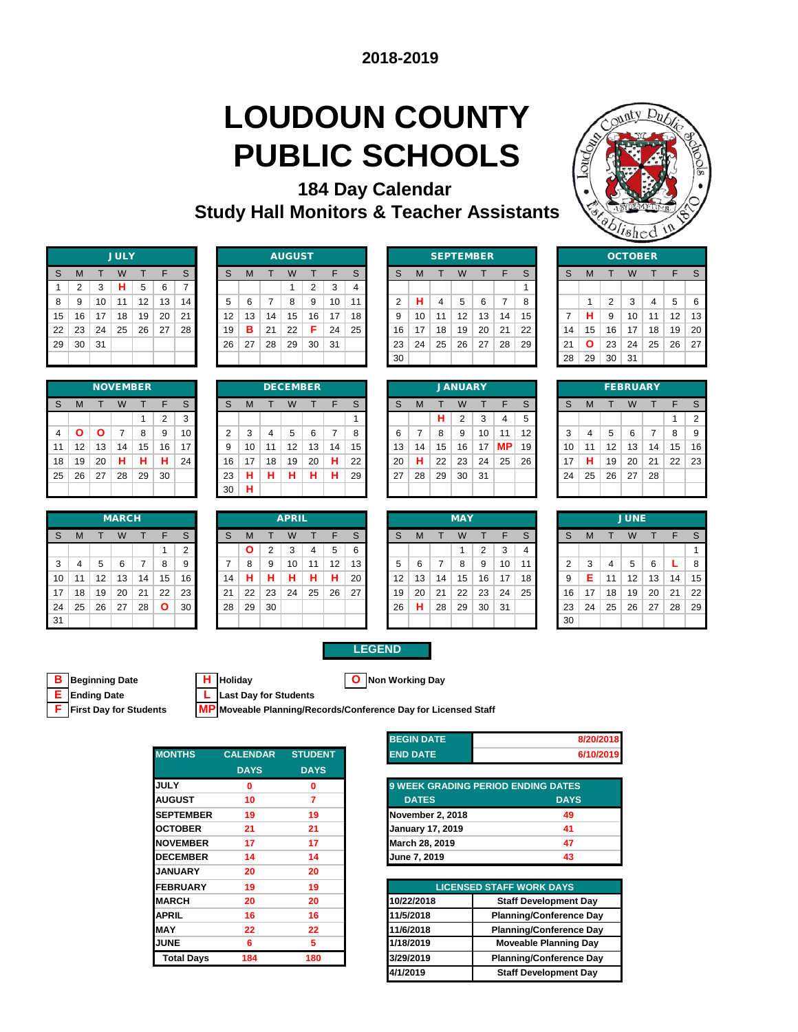2018-2019

# LOUDOUN COUNTY PUBLIC SCHOOLS

## 184 Day Calendar
## Study Hall Monitors & Teacher Assistants

**JULY**

| S | M | T | W | T | F | S |
|---|---|---|---|---|---|---|
| 1 | 2 | 3 | H | 5 | 6 | 7 |
| 8 | 9 | 10 | 11 | 12 | 13 | 14 |
| 15 | 16 | 17 | 18 | 19 | 20 | 21 |
| 22 | 23 | 24 | 25 | 26 | 27 | 28 |
| 29 | 30 | 31 | | | | |

**AUGUST**

| S | M | T | W | T | F | S |
|---|---|---|---|---|---|---|
| | | | 1 | 2 | 3 | 4 |
| 5 | 6 | 7 | 8 | 9 | 10 | 11 |
| 12 | 13 | 14 | 15 | 16 | 17 | 18 |
| 19 | B | 21 | 22 | F | 24 | 25 |
| 26 | 27 | 28 | 29 | 30 | 31 | |

**SEPTEMBER**

| S | M | T | W | T | F | S |
|---|---|---|---|---|---|---|
| | | | | | | 1 |
| 2 | H | 4 | 5 | 6 | 7 | 8 |
| 9 | 10 | 11 | 12 | 13 | 14 | 15 |
| 16 | 17 | 18 | 19 | 20 | 21 | 22 |
| 23 | 24 | 25 | 26 | 27 | 28 | 29 |
| 30 | | | | | | |

**OCTOBER**

| S | M | T | W | T | F | S |
|---|---|---|---|---|---|---|
| | 1 | 2 | 3 | 4 | 5 | 6 |
| 7 | H | 9 | 10 | 11 | 12 | 13 |
| 14 | 15 | 16 | 17 | 18 | 19 | 20 |
| 21 | O | 23 | 24 | 25 | 26 | 27 |
| 28 | 29 | 30 | 31 | | | |

**NOVEMBER**

| S | M | T | W | T | F | S |
|---|---|---|---|---|---|---|
| | | | | 1 | 2 | 3 |
| 4 | O | O | 7 | 8 | 9 | 10 |
| 11 | 12 | 13 | 14 | 15 | 16 | 17 |
| 18 | 19 | 20 | H | H | H | 24 |
| 25 | 26 | 27 | 28 | 29 | 30 | |

**DECEMBER**

| S | M | T | W | T | F | S |
|---|---|---|---|---|---|---|
| | | | | | | 1 |
| 2 | 3 | 4 | 5 | 6 | 7 | 8 |
| 9 | 10 | 11 | 12 | 13 | 14 | 15 |
| 16 | 17 | 18 | 19 | 20 | 21 | 22 |
| 23 | H | H | H | H | H | 29 |
| 30 | H | | | | | |

**JANUARY**

| S | M | T | W | T | F | S |
|---|---|---|---|---|---|---|
| | | H | 2 | 3 | 4 | 5 |
| 6 | 7 | 8 | 9 | 10 | 11 | 12 |
| 13 | 14 | 15 | 16 | 17 | MP | 19 |
| 20 | H | 22 | 23 | 24 | 25 | 26 |
| 27 | 28 | 29 | 30 | 31 | | |

**FEBRUARY**

| S | M | T | W | T | F | S |
|---|---|---|---|---|---|---|
| | | | | | 1 | 2 |
| 3 | 4 | 5 | 6 | 7 | 8 | 9 |
| 10 | 11 | 12 | 13 | 14 | 15 | 16 |
| 17 | H | 19 | 20 | 21 | 22 | 23 |
| 24 | 25 | 26 | 27 | 28 | | |

**MARCH**

| S | M | T | W | T | F | S |
|---|---|---|---|---|---|---|
| | | | | | 1 | 2 |
| 3 | 4 | 5 | 6 | 7 | 8 | 9 |
| 10 | 11 | 12 | 13 | 14 | 15 | 16 |
| 17 | 18 | 19 | 20 | 21 | 22 | 23 |
| 24 | 25 | 26 | 27 | 28 | O | 30 |
| 31 | | | | | | |

**APRIL**

| S | M | T | W | T | F | S |
|---|---|---|---|---|---|---|
| | O | 2 | 3 | 4 | 5 | 6 |
| 7 | 8 | 9 | 10 | 11 | 12 | 13 |
| 14 | H | H | H | H | H | 20 |
| 21 | 22 | 23 | 24 | 25 | 26 | 27 |
| 28 | 29 | 30 | | | | |

**MAY**

| S | M | T | W | T | F | S |
|---|---|---|---|---|---|---|
| | | | 1 | 2 | 3 | 4 |
| 5 | 6 | 7 | 8 | 9 | 10 | 11 |
| 12 | 13 | 14 | 15 | 16 | 17 | 18 |
| 19 | 20 | 21 | 22 | 23 | 24 | 25 |
| 26 | H | 28 | 29 | 30 | 31 | |

**JUNE**

| S | M | T | W | T | F | S |
|---|---|---|---|---|---|---|
| | | | | | | 1 |
| 2 | 3 | 4 | 5 | 6 | L | 8 |
| 9 | E | 11 | 12 | 13 | 14 | 15 |
| 16 | 17 | 18 | 19 | 20 | 21 | 22 |
| 23 | 24 | 25 | 26 | 27 | 28 | 29 |
| 30 | | | | | | |

**LEGEND**

- **B** Beginning Date
- **E** Ending Date
- **F** First Day for Students
- **H** Holiday
- **L** Last Day for Students
- **MP** Moveable Planning/Records/Conference Day for Licensed Staff
- **O** Non Working Day

| MONTHS | CALENDAR DAYS | STUDENT DAYS |
|---|---|---|
| JULY | 0 | 0 |
| AUGUST | 10 | 7 |
| SEPTEMBER | 19 | 19 |
| OCTOBER | 21 | 21 |
| NOVEMBER | 17 | 17 |
| DECEMBER | 14 | 14 |
| JANUARY | 20 | 20 |
| FEBRUARY | 19 | 19 |
| MARCH | 20 | 20 |
| APRIL | 16 | 16 |
| MAY | 22 | 22 |
| JUNE | 6 | 5 |
| Total Days | 184 | 180 |

| | |
|---|---|
| BEGIN DATE | 8/20/2018 |
| END DATE | 6/10/2019 |

| 9 WEEK GRADING PERIOD ENDING DATES | |
|---|---|
| DATES | DAYS |
| November 2, 2018 | 49 |
| January 17, 2019 | 41 |
| March 28, 2019 | 47 |
| June 7, 2019 | 43 |

| LICENSED STAFF WORK DAYS | |
|---|---|
| 10/22/2018 | Staff Development Day |
| 11/5/2018 | Planning/Conference Day |
| 11/6/2018 | Planning/Conference Day |
| 1/18/2019 | Moveable Planning Day |
| 3/29/2019 | Planning/Conference Day |
| 4/1/2019 | Staff Development Day |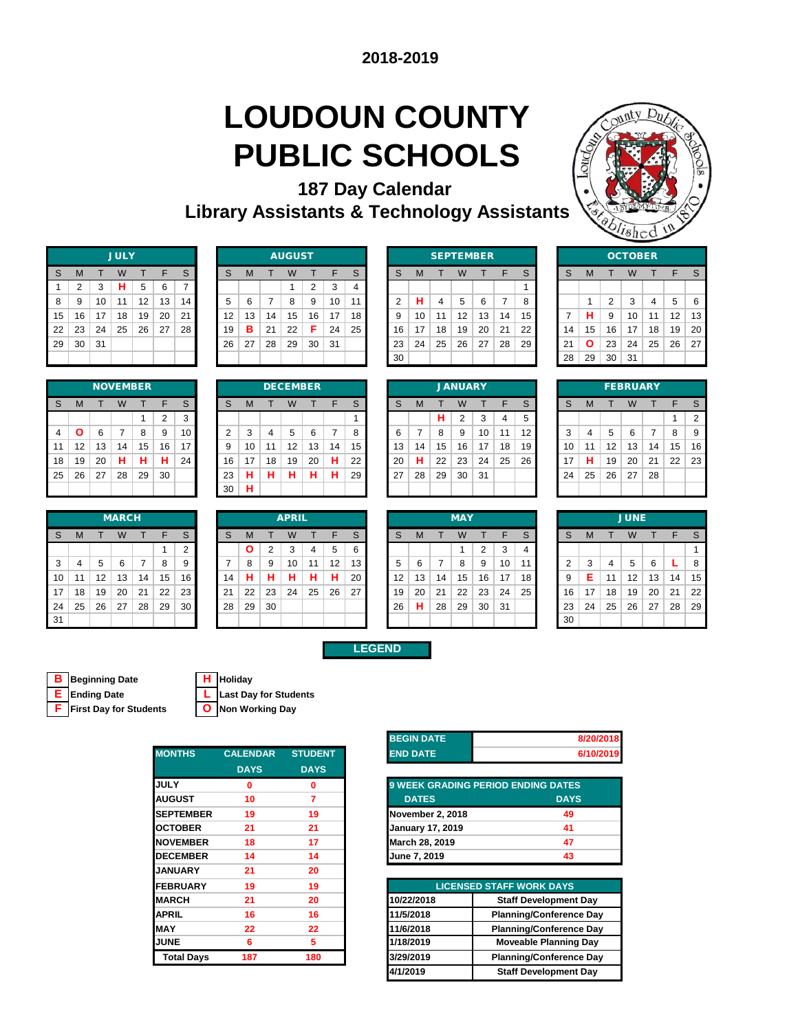**2018-2019**

# LOUDOUN COUNTY PUBLIC SCHOOLS

## 187 Day Calendar

## Library Assistants & Technology Assistants

**JULY**

| S | M | T | W | T | F | S |
|---|---|---|---|---|---|---|
| 1 | 2 | 3 | H | 5 | 6 | 7 |
| 8 | 9 | 10 | 11 | 12 | 13 | 14 |
| 15 | 16 | 17 | 18 | 19 | 20 | 21 |
| 22 | 23 | 24 | 25 | 26 | 27 | 28 |
| 29 | 30 | 31 | | | | |

**AUGUST**

| S | M | T | W | T | F | S |
|---|---|---|---|---|---|---|
| | | | 1 | 2 | 3 | 4 |
| 5 | 6 | 7 | 8 | 9 | 10 | 11 |
| 12 | 13 | 14 | 15 | 16 | 17 | 18 |
| 19 | B | 21 | 22 | F | 24 | 25 |
| 26 | 27 | 28 | 29 | 30 | 31 | |

**SEPTEMBER**

| S | M | T | W | T | F | S |
|---|---|---|---|---|---|---|
| | | | | | | 1 |
| 2 | H | 4 | 5 | 6 | 7 | 8 |
| 9 | 10 | 11 | 12 | 13 | 14 | 15 |
| 16 | 17 | 18 | 19 | 20 | 21 | 22 |
| 23 | 24 | 25 | 26 | 27 | 28 | 29 |
| 30 | | | | | | |

**OCTOBER**

| S | M | T | W | T | F | S |
|---|---|---|---|---|---|---|
| | 1 | 2 | 3 | 4 | 5 | 6 |
| 7 | H | 9 | 10 | 11 | 12 | 13 |
| 14 | 15 | 16 | 17 | 18 | 19 | 20 |
| 21 | O | 23 | 24 | 25 | 26 | 27 |
| 28 | 29 | 30 | 31 | | | |

**NOVEMBER**

| S | M | T | W | T | F | S |
|---|---|---|---|---|---|---|
| | | | | 1 | 2 | 3 |
| 4 | O | 6 | 7 | 8 | 9 | 10 |
| 11 | 12 | 13 | 14 | 15 | 16 | 17 |
| 18 | 19 | 20 | H | H | H | 24 |
| 25 | 26 | 27 | 28 | 29 | 30 | |

**DECEMBER**

| S | M | T | W | T | F | S |
|---|---|---|---|---|---|---|
| | | | | | | 1 |
| 2 | 3 | 4 | 5 | 6 | 7 | 8 |
| 9 | 10 | 11 | 12 | 13 | 14 | 15 |
| 16 | 17 | 18 | 19 | 20 | H | 22 |
| 23 | H | H | H | H | H | 29 |
| 30 | H | | | | | |

**JANUARY**

| S | M | T | W | T | F | S |
|---|---|---|---|---|---|---|
| | | H | 2 | 3 | 4 | 5 |
| 6 | 7 | 8 | 9 | 10 | 11 | 12 |
| 13 | 14 | 15 | 16 | 17 | 18 | 19 |
| 20 | H | 22 | 23 | 24 | 25 | 26 |
| 27 | 28 | 29 | 30 | 31 | | |

**FEBRUARY**

| S | M | T | W | T | F | S |
|---|---|---|---|---|---|---|
| | | | | | 1 | 2 |
| 3 | 4 | 5 | 6 | 7 | 8 | 9 |
| 10 | 11 | 12 | 13 | 14 | 15 | 16 |
| 17 | H | 19 | 20 | 21 | 22 | 23 |
| 24 | 25 | 26 | 27 | 28 | | |

**MARCH**

| S | M | T | W | T | F | S |
|---|---|---|---|---|---|---|
| | | | | | 1 | 2 |
| 3 | 4 | 5 | 6 | 7 | 8 | 9 |
| 10 | 11 | 12 | 13 | 14 | 15 | 16 |
| 17 | 18 | 19 | 20 | 21 | 22 | 23 |
| 24 | 25 | 26 | 27 | 28 | 29 | 30 |
| 31 | | | | | | |

**APRIL**

| S | M | T | W | T | F | S |
|---|---|---|---|---|---|---|
| | O | 2 | 3 | 4 | 5 | 6 |
| 7 | 8 | 9 | 10 | 11 | 12 | 13 |
| 14 | H | H | H | H | H | 20 |
| 21 | 22 | 23 | 24 | 25 | 26 | 27 |
| 28 | 29 | 30 | | | | |

**MAY**

| S | M | T | W | T | F | S |
|---|---|---|---|---|---|---|
| | | | 1 | 2 | 3 | 4 |
| 5 | 6 | 7 | 8 | 9 | 10 | 11 |
| 12 | 13 | 14 | 15 | 16 | 17 | 18 |
| 19 | 20 | 21 | 22 | 23 | 24 | 25 |
| 26 | H | 28 | 29 | 30 | 31 | |

**JUNE**

| S | M | T | W | T | F | S |
|---|---|---|---|---|---|---|
| | | | | | | 1 |
| 2 | 3 | 4 | 5 | 6 | L | 8 |
| 9 | E | 11 | 12 | 13 | 14 | 15 |
| 16 | 17 | 18 | 19 | 20 | 21 | 22 |
| 23 | 24 | 25 | 26 | 27 | 28 | 29 |
| 30 | | | | | | |

**LEGEND**

- **B** Beginning Date
- **E** Ending Date
- **F** First Day for Students
- **H** Holiday
- **L** Last Day for Students
- **O** Non Working Day

| MONTHS | CALENDAR DAYS | STUDENT DAYS |
|---|---|---|
| JULY | 0 | 0 |
| AUGUST | 10 | 7 |
| SEPTEMBER | 19 | 19 |
| OCTOBER | 21 | 21 |
| NOVEMBER | 18 | 17 |
| DECEMBER | 14 | 14 |
| JANUARY | 21 | 20 |
| FEBRUARY | 19 | 19 |
| MARCH | 21 | 20 |
| APRIL | 16 | 16 |
| MAY | 22 | 22 |
| JUNE | 6 | 5 |
| Total Days | 187 | 180 |

| | |
|---|---|
| BEGIN DATE | 8/20/2018 |
| END DATE | 6/10/2019 |

| 9 WEEK GRADING PERIOD ENDING DATES | |
|---|---|
| DATES | DAYS |
| November 2, 2018 | 49 |
| January 17, 2019 | 41 |
| March 28, 2019 | 47 |
| June 7, 2019 | 43 |

| LICENSED STAFF WORK DAYS | |
|---|---|
| 10/22/2018 | Staff Development Day |
| 11/5/2018 | Planning/Conference Day |
| 11/6/2018 | Planning/Conference Day |
| 1/18/2019 | Moveable Planning Day |
| 3/29/2019 | Planning/Conference Day |
| 4/1/2019 | Staff Development Day |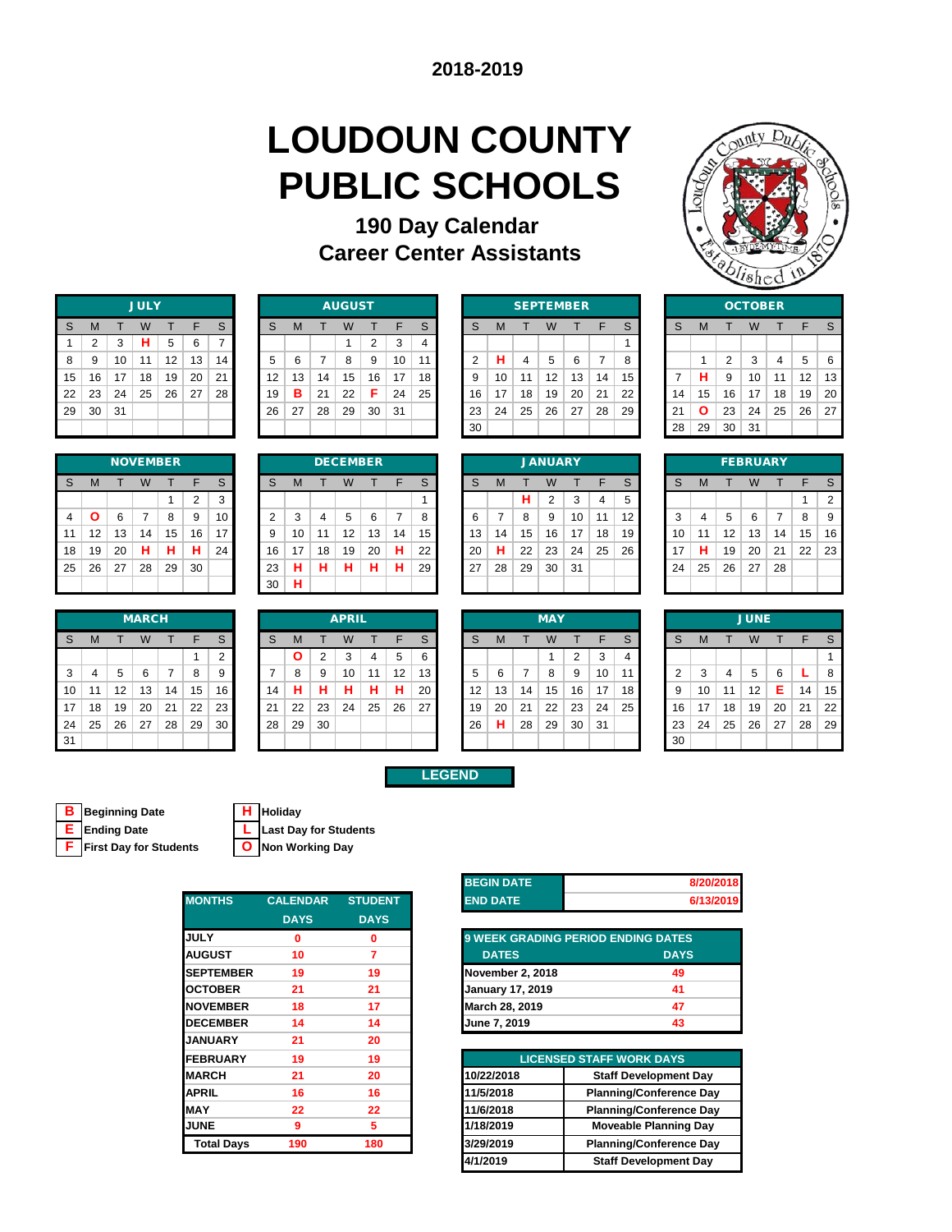# 2018-2019

# LOUDOUN COUNTY PUBLIC SCHOOLS

## 190 Day Calendar
## Career Center Assistants

**JULY**

| S | M | T | W | T | F | S |
|---|---|---|---|---|---|---|
| 1 | 2 | 3 | H | 5 | 6 | 7 |
| 8 | 9 | 10 | 11 | 12 | 13 | 14 |
| 15 | 16 | 17 | 18 | 19 | 20 | 21 |
| 22 | 23 | 24 | 25 | 26 | 27 | 28 |
| 29 | 30 | 31 | | | | |

**AUGUST**

| S | M | T | W | T | F | S |
|---|---|---|---|---|---|---|
| | | | 1 | 2 | 3 | 4 |
| 5 | 6 | 7 | 8 | 9 | 10 | 11 |
| 12 | 13 | 14 | 15 | 16 | 17 | 18 |
| 19 | B | 21 | 22 | F | 24 | 25 |
| 26 | 27 | 28 | 29 | 30 | 31 | |

**SEPTEMBER**

| S | M | T | W | T | F | S |
|---|---|---|---|---|---|---|
| | | | | | | 1 |
| 2 | H | 4 | 5 | 6 | 7 | 8 |
| 9 | 10 | 11 | 12 | 13 | 14 | 15 |
| 16 | 17 | 18 | 19 | 20 | 21 | 22 |
| 23 | 24 | 25 | 26 | 27 | 28 | 29 |
| 30 | | | | | | |

**OCTOBER**

| S | M | T | W | T | F | S |
|---|---|---|---|---|---|---|
| | 1 | 2 | 3 | 4 | 5 | 6 |
| 7 | H | 9 | 10 | 11 | 12 | 13 |
| 14 | 15 | 16 | 17 | 18 | 19 | 20 |
| 21 | O | 23 | 24 | 25 | 26 | 27 |
| 28 | 29 | 30 | 31 | | | |

**NOVEMBER**

| S | M | T | W | T | F | S |
|---|---|---|---|---|---|---|
| | | | | 1 | 2 | 3 |
| 4 | O | 6 | 7 | 8 | 9 | 10 |
| 11 | 12 | 13 | 14 | 15 | 16 | 17 |
| 18 | 19 | 20 | H | H | H | 24 |
| 25 | 26 | 27 | 28 | 29 | 30 | |

**DECEMBER**

| S | M | T | W | T | F | S |
|---|---|---|---|---|---|---|
| | | | | | | 1 |
| 2 | 3 | 4 | 5 | 6 | 7 | 8 |
| 9 | 10 | 11 | 12 | 13 | 14 | 15 |
| 16 | 17 | 18 | 19 | 20 | H | 22 |
| 23 | H | H | H | H | H | 29 |
| 30 | H | | | | | |

**JANUARY**

| S | M | T | W | T | F | S |
|---|---|---|---|---|---|---|
| | | H | 2 | 3 | 4 | 5 |
| 6 | 7 | 8 | 9 | 10 | 11 | 12 |
| 13 | 14 | 15 | 16 | 17 | 18 | 19 |
| 20 | H | 22 | 23 | 24 | 25 | 26 |
| 27 | 28 | 29 | 30 | 31 | | |

**FEBRUARY**

| S | M | T | W | T | F | S |
|---|---|---|---|---|---|---|
| | | | | | 1 | 2 |
| 3 | 4 | 5 | 6 | 7 | 8 | 9 |
| 10 | 11 | 12 | 13 | 14 | 15 | 16 |
| 17 | H | 19 | 20 | 21 | 22 | 23 |
| 24 | 25 | 26 | 27 | 28 | | |

**MARCH**

| S | M | T | W | T | F | S |
|---|---|---|---|---|---|---|
| | | | | | 1 | 2 |
| 3 | 4 | 5 | 6 | 7 | 8 | 9 |
| 10 | 11 | 12 | 13 | 14 | 15 | 16 |
| 17 | 18 | 19 | 20 | 21 | 22 | 23 |
| 24 | 25 | 26 | 27 | 28 | 29 | 30 |
| 31 | | | | | | |

**APRIL**

| S | M | T | W | T | F | S |
|---|---|---|---|---|---|---|
| | O | 2 | 3 | 4 | 5 | 6 |
| 7 | 8 | 9 | 10 | 11 | 12 | 13 |
| 14 | H | H | H | H | H | 20 |
| 21 | 22 | 23 | 24 | 25 | 26 | 27 |
| 28 | 29 | 30 | | | | |

**MAY**

| S | M | T | W | T | F | S |
|---|---|---|---|---|---|---|
| | | | 1 | 2 | 3 | 4 |
| 5 | 6 | 7 | 8 | 9 | 10 | 11 |
| 12 | 13 | 14 | 15 | 16 | 17 | 18 |
| 19 | 20 | 21 | 22 | 23 | 24 | 25 |
| 26 | H | 28 | 29 | 30 | 31 | |

**JUNE**

| S | M | T | W | T | F | S |
|---|---|---|---|---|---|---|
| | | | | | | 1 |
| 2 | 3 | 4 | 5 | 6 | L | 8 |
| 9 | 10 | 11 | 12 | E | 14 | 15 |
| 16 | 17 | 18 | 19 | 20 | 21 | 22 |
| 23 | 24 | 25 | 26 | 27 | 28 | 29 |
| 30 | | | | | | |

**LEGEND**

- **B** Beginning Date
- **E** Ending Date
- **F** First Day for Students
- **H** Holiday
- **L** Last Day for Students
- **O** Non Working Day

| MONTHS | CALENDAR DAYS | STUDENT DAYS |
|---|---|---|
| JULY | 0 | 0 |
| AUGUST | 10 | 7 |
| SEPTEMBER | 19 | 19 |
| OCTOBER | 21 | 21 |
| NOVEMBER | 18 | 17 |
| DECEMBER | 14 | 14 |
| JANUARY | 21 | 20 |
| FEBRUARY | 19 | 19 |
| MARCH | 21 | 20 |
| APRIL | 16 | 16 |
| MAY | 22 | 22 |
| JUNE | 9 | 5 |
| Total Days | 190 | 180 |

| BEGIN DATE | 8/20/2018 |
|---|---|
| END DATE | 6/13/2019 |

| 9 WEEK GRADING PERIOD ENDING DATES | |
|---|---|
| DATES | DAYS |
| November 2, 2018 | 49 |
| January 17, 2019 | 41 |
| March 28, 2019 | 47 |
| June 7, 2019 | 43 |

| LICENSED STAFF WORK DAYS | |
|---|---|
| 10/22/2018 | Staff Development Day |
| 11/5/2018 | Planning/Conference Day |
| 11/6/2018 | Planning/Conference Day |
| 1/18/2019 | Moveable Planning Day |
| 3/29/2019 | Planning/Conference Day |
| 4/1/2019 | Staff Development Day |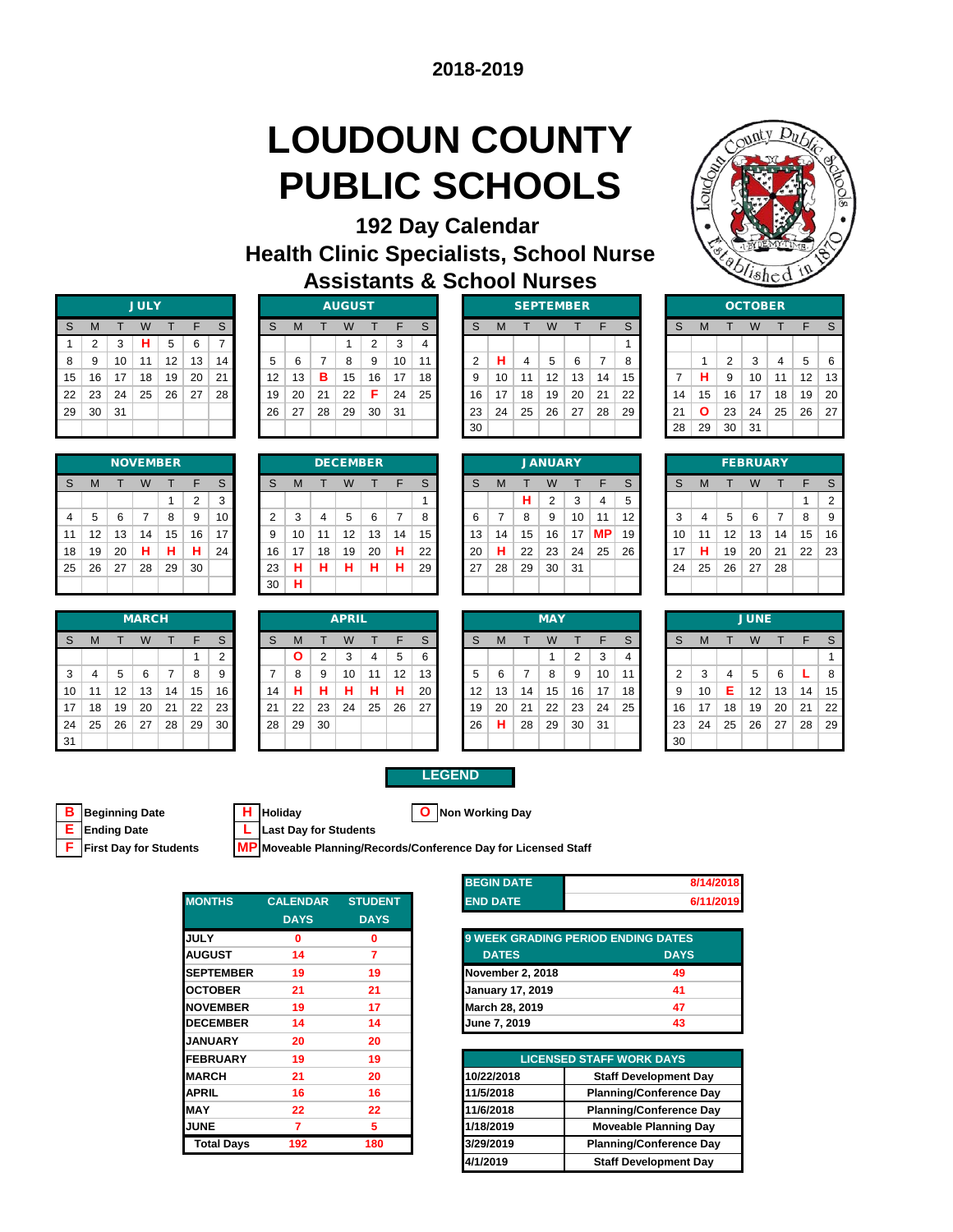**2018-2019**

# LOUDOUN COUNTY PUBLIC SCHOOLS

## 192 Day Calendar
## Health Clinic Specialists, School Nurse Assistants & School Nurses

**JULY**

| S | M | T | W | T | F | S |
|---|---|---|---|---|---|---|
| 1 | 2 | 3 | H | 5 | 6 | 7 |
| 8 | 9 | 10 | 11 | 12 | 13 | 14 |
| 15 | 16 | 17 | 18 | 19 | 20 | 21 |
| 22 | 23 | 24 | 25 | 26 | 27 | 28 |
| 29 | 30 | 31 | | | | |

**AUGUST**

| S | M | T | W | T | F | S |
|---|---|---|---|---|---|---|
| | | | 1 | 2 | 3 | 4 |
| 5 | 6 | 7 | 8 | 9 | 10 | 11 |
| 12 | 13 | B | 15 | 16 | 17 | 18 |
| 19 | 20 | 21 | 22 | F | 24 | 25 |
| 26 | 27 | 28 | 29 | 30 | 31 | |

**SEPTEMBER**

| S | M | T | W | T | F | S |
|---|---|---|---|---|---|---|
| | | | | | | 1 |
| 2 | H | 4 | 5 | 6 | 7 | 8 |
| 9 | 10 | 11 | 12 | 13 | 14 | 15 |
| 16 | 17 | 18 | 19 | 20 | 21 | 22 |
| 23 | 24 | 25 | 26 | 27 | 28 | 29 |
| 30 | | | | | | |

**OCTOBER**

| S | M | T | W | T | F | S |
|---|---|---|---|---|---|---|
| | 1 | 2 | 3 | 4 | 5 | 6 |
| 7 | H | 9 | 10 | 11 | 12 | 13 |
| 14 | 15 | 16 | 17 | 18 | 19 | 20 |
| 21 | O | 23 | 24 | 25 | 26 | 27 |
| 28 | 29 | 30 | 31 | | | |

**NOVEMBER**

| S | M | T | W | T | F | S |
|---|---|---|---|---|---|---|
| | | | | 1 | 2 | 3 |
| 4 | 5 | 6 | 7 | 8 | 9 | 10 |
| 11 | 12 | 13 | 14 | 15 | 16 | 17 |
| 18 | 19 | 20 | H | H | H | 24 |
| 25 | 26 | 27 | 28 | 29 | 30 | |

**DECEMBER**

| S | M | T | W | T | F | S |
|---|---|---|---|---|---|---|
| | | | | | | 1 |
| 2 | 3 | 4 | 5 | 6 | 7 | 8 |
| 9 | 10 | 11 | 12 | 13 | 14 | 15 |
| 16 | 17 | 18 | 19 | 20 | 21 | 22 |
| 23 | H | H | H | H | H | 29 |
| 30 | H | | | | | |

**JANUARY**

| S | M | T | W | T | F | S |
|---|---|---|---|---|---|---|
| | | H | 2 | 3 | 4 | 5 |
| 6 | 7 | 8 | 9 | 10 | 11 | 12 |
| 13 | 14 | 15 | 16 | 17 | MP | 19 |
| 20 | H | 22 | 23 | 24 | 25 | 26 |
| 27 | 28 | 29 | 30 | 31 | | |

**FEBRUARY**

| S | M | T | W | T | F | S |
|---|---|---|---|---|---|---|
| | | | | | 1 | 2 |
| 3 | 4 | 5 | 6 | 7 | 8 | 9 |
| 10 | 11 | 12 | 13 | 14 | 15 | 16 |
| 17 | H | 19 | 20 | 21 | 22 | 23 |
| 24 | 25 | 26 | 27 | 28 | | |

**MARCH**

| S | M | T | W | T | F | S |
|---|---|---|---|---|---|---|
| | | | | | 1 | 2 |
| 3 | 4 | 5 | 6 | 7 | 8 | 9 |
| 10 | 11 | 12 | 13 | 14 | 15 | 16 |
| 17 | 18 | 19 | 20 | 21 | 22 | 23 |
| 24 | 25 | 26 | 27 | 28 | 29 | 30 |
| 31 | | | | | | |

**APRIL**

| S | M | T | W | T | F | S |
|---|---|---|---|---|---|---|
| | O | 2 | 3 | 4 | 5 | 6 |
| 7 | 8 | 9 | 10 | 11 | 12 | 13 |
| 14 | H | H | H | H | H | 20 |
| 21 | 22 | 23 | 24 | 25 | 26 | 27 |
| 28 | 29 | 30 | | | | |

**MAY**

| S | M | T | W | T | F | S |
|---|---|---|---|---|---|---|
| | | | 1 | 2 | 3 | 4 |
| 5 | 6 | 7 | 8 | 9 | 10 | 11 |
| 12 | 13 | 14 | 15 | 16 | 17 | 18 |
| 19 | 20 | 21 | 22 | 23 | 24 | 25 |
| 26 | H | 28 | 29 | 30 | 31 | |

**JUNE**

| S | M | T | W | T | F | S |
|---|---|---|---|---|---|---|
| | | | | | | 1 |
| 2 | 3 | 4 | 5 | 6 | L | 8 |
| 9 | 10 | E | 12 | 13 | 14 | 15 |
| 16 | 17 | 18 | 19 | 20 | 21 | 22 |
| 23 | 24 | 25 | 26 | 27 | 28 | 29 |
| 30 | | | | | | |

**LEGEND**

- **B** Beginning Date
- **E** Ending Date
- **F** First Day for Students
- **H** Holiday
- **L** Last Day for Students
- **MP** Moveable Planning/Records/Conference Day for Licensed Staff
- **O** Non Working Day

| MONTHS | CALENDAR DAYS | STUDENT DAYS |
|---|---|---|
| JULY | 0 | 0 |
| AUGUST | 14 | 7 |
| SEPTEMBER | 19 | 19 |
| OCTOBER | 21 | 21 |
| NOVEMBER | 19 | 17 |
| DECEMBER | 14 | 14 |
| JANUARY | 20 | 20 |
| FEBRUARY | 19 | 19 |
| MARCH | 21 | 20 |
| APRIL | 16 | 16 |
| MAY | 22 | 22 |
| JUNE | 7 | 5 |
| Total Days | 192 | 180 |

| | |
|---|---|
| BEGIN DATE | 8/14/2018 |
| END DATE | 6/11/2019 |

| 9 WEEK GRADING PERIOD ENDING DATES | |
|---|---|
| DATES | DAYS |
| November 2, 2018 | 49 |
| January 17, 2019 | 41 |
| March 28, 2019 | 47 |
| June 7, 2019 | 43 |

| LICENSED STAFF WORK DAYS | |
|---|---|
| 10/22/2018 | Staff Development Day |
| 11/5/2018 | Planning/Conference Day |
| 11/6/2018 | Planning/Conference Day |
| 1/18/2019 | Moveable Planning Day |
| 3/29/2019 | Planning/Conference Day |
| 4/1/2019 | Staff Development Day |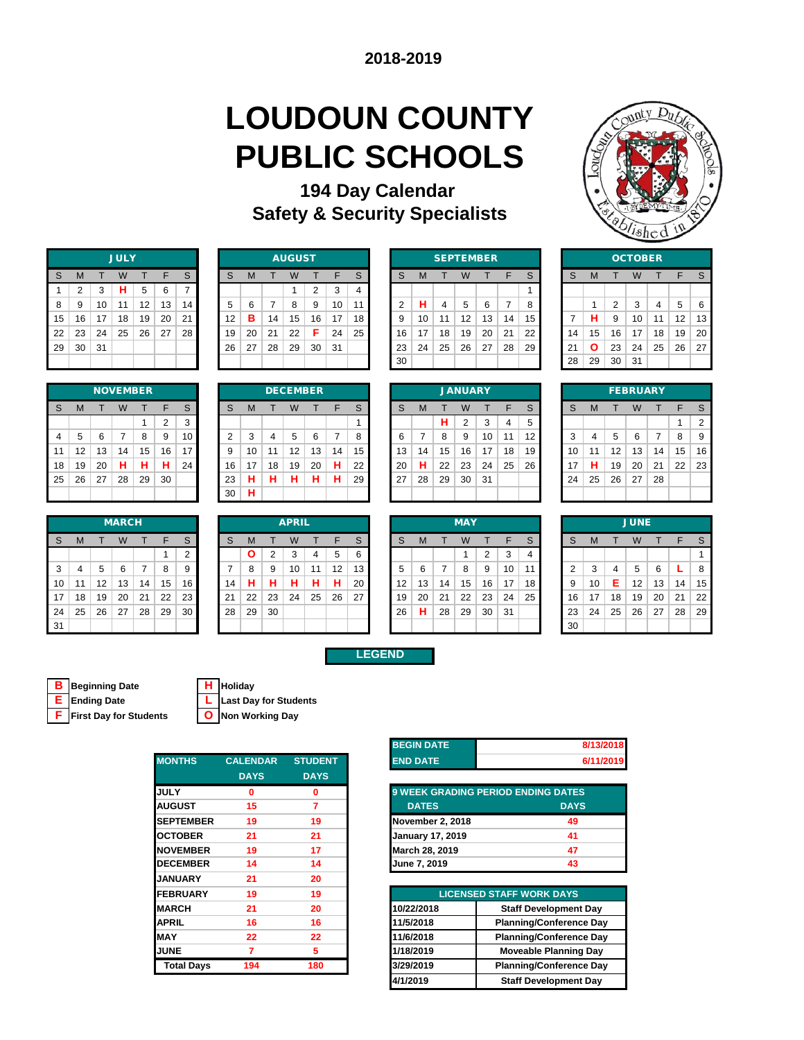## 2018-2019

# LOUDOUN COUNTY PUBLIC SCHOOLS

### 194 Day Calendar
### Safety & Security Specialists

**JULY**

| S | M | T | W | T | F | S |
|---|---|---|---|---|---|---|
| 1 | 2 | 3 | H | 5 | 6 | 7 |
| 8 | 9 | 10 | 11 | 12 | 13 | 14 |
| 15 | 16 | 17 | 18 | 19 | 20 | 21 |
| 22 | 23 | 24 | 25 | 26 | 27 | 28 |
| 29 | 30 | 31 | | | | |

**AUGUST**

| S | M | T | W | T | F | S |
|---|---|---|---|---|---|---|
| | | | 1 | 2 | 3 | 4 |
| 5 | 6 | 7 | 8 | 9 | 10 | 11 |
| 12 | B | 14 | 15 | 16 | 17 | 18 |
| 19 | 20 | 21 | 22 | F | 24 | 25 |
| 26 | 27 | 28 | 29 | 30 | 31 | |

**SEPTEMBER**

| S | M | T | W | T | F | S |
|---|---|---|---|---|---|---|
| | | | | | | 1 |
| 2 | H | 4 | 5 | 6 | 7 | 8 |
| 9 | 10 | 11 | 12 | 13 | 14 | 15 |
| 16 | 17 | 18 | 19 | 20 | 21 | 22 |
| 23 | 24 | 25 | 26 | 27 | 28 | 29 |
| 30 | | | | | | |

**OCTOBER**

| S | M | T | W | T | F | S |
|---|---|---|---|---|---|---|
| | 1 | 2 | 3 | 4 | 5 | 6 |
| 7 | H | 9 | 10 | 11 | 12 | 13 |
| 14 | 15 | 16 | 17 | 18 | 19 | 20 |
| 21 | O | 23 | 24 | 25 | 26 | 27 |
| 28 | 29 | 30 | 31 | | | |

**NOVEMBER**

| S | M | T | W | T | F | S |
|---|---|---|---|---|---|---|
| | | | | 1 | 2 | 3 |
| 4 | 5 | 6 | 7 | 8 | 9 | 10 |
| 11 | 12 | 13 | 14 | 15 | 16 | 17 |
| 18 | 19 | 20 | H | H | H | 24 |
| 25 | 26 | 27 | 28 | 29 | 30 | |

**DECEMBER**

| S | M | T | W | T | F | S |
|---|---|---|---|---|---|---|
| | | | | | | 1 |
| 2 | 3 | 4 | 5 | 6 | 7 | 8 |
| 9 | 10 | 11 | 12 | 13 | 14 | 15 |
| 16 | 17 | 18 | 19 | 20 | 21 | 22 |
| 23 | H | H | H | H | H | 29 |
| 30 | H | | | | | |

**JANUARY**

| S | M | T | W | T | F | S |
|---|---|---|---|---|---|---|
| | | H | 2 | 3 | 4 | 5 |
| 6 | 7 | 8 | 9 | 10 | 11 | 12 |
| 13 | 14 | 15 | 16 | 17 | 18 | 19 |
| 20 | H | 22 | 23 | 24 | 25 | 26 |
| 27 | 28 | 29 | 30 | 31 | | |

**FEBRUARY**

| S | M | T | W | T | F | S |
|---|---|---|---|---|---|---|
| | | | | | 1 | 2 |
| 3 | 4 | 5 | 6 | 7 | 8 | 9 |
| 10 | 11 | 12 | 13 | 14 | 15 | 16 |
| 17 | H | 19 | 20 | 21 | 22 | 23 |
| 24 | 25 | 26 | 27 | 28 | | |

**MARCH**

| S | M | T | W | T | F | S |
|---|---|---|---|---|---|---|
| | | | | | 1 | 2 |
| 3 | 4 | 5 | 6 | 7 | 8 | 9 |
| 10 | 11 | 12 | 13 | 14 | 15 | 16 |
| 17 | 18 | 19 | 20 | 21 | 22 | 23 |
| 24 | 25 | 26 | 27 | 28 | 29 | 30 |
| 31 | | | | | | |

**APRIL**

| S | M | T | W | T | F | S |
|---|---|---|---|---|---|---|
| | O | 2 | 3 | 4 | 5 | 6 |
| 7 | 8 | 9 | 10 | 11 | 12 | 13 |
| 14 | H | H | H | H | H | 20 |
| 21 | 22 | 23 | 24 | 25 | 26 | 27 |
| 28 | 29 | 30 | | | | |

**MAY**

| S | M | T | W | T | F | S |
|---|---|---|---|---|---|---|
| | | | 1 | 2 | 3 | 4 |
| 5 | 6 | 7 | 8 | 9 | 10 | 11 |
| 12 | 13 | 14 | 15 | 16 | 17 | 18 |
| 19 | 20 | 21 | 22 | 23 | 24 | 25 |
| 26 | H | 28 | 29 | 30 | 31 | |

**JUNE**

| S | M | T | W | T | F | S |
|---|---|---|---|---|---|---|
| | | | | | | 1 |
| 2 | 3 | 4 | 5 | 6 | L | 8 |
| 9 | 10 | E | 12 | 13 | 14 | 15 |
| 16 | 17 | 18 | 19 | 20 | 21 | 22 |
| 23 | 24 | 25 | 26 | 27 | 28 | 29 |
| 30 | | | | | | |

**LEGEND**

- **B** Beginning Date
- **E** Ending Date
- **F** First Day for Students
- **H** Holiday
- **L** Last Day for Students
- **O** Non Working Day

| MONTHS | CALENDAR DAYS | STUDENT DAYS |
|---|---|---|
| JULY | 0 | 0 |
| AUGUST | 15 | 7 |
| SEPTEMBER | 19 | 19 |
| OCTOBER | 21 | 21 |
| NOVEMBER | 19 | 17 |
| DECEMBER | 14 | 14 |
| JANUARY | 21 | 20 |
| FEBRUARY | 19 | 19 |
| MARCH | 21 | 20 |
| APRIL | 16 | 16 |
| MAY | 22 | 22 |
| JUNE | 7 | 5 |
| Total Days | 194 | 180 |

| BEGIN DATE | 8/13/2018 |
|---|---|
| END DATE | 6/11/2019 |

| 9 WEEK GRADING PERIOD ENDING DATES | |
|---|---|
| DATES | DAYS |
| November 2, 2018 | 49 |
| January 17, 2019 | 41 |
| March 28, 2019 | 47 |
| June 7, 2019 | 43 |

| LICENSED STAFF WORK DAYS | |
|---|---|
| 10/22/2018 | Staff Development Day |
| 11/5/2018 | Planning/Conference Day |
| 11/6/2018 | Planning/Conference Day |
| 1/18/2019 | Moveable Planning Day |
| 3/29/2019 | Planning/Conference Day |
| 4/1/2019 | Staff Development Day |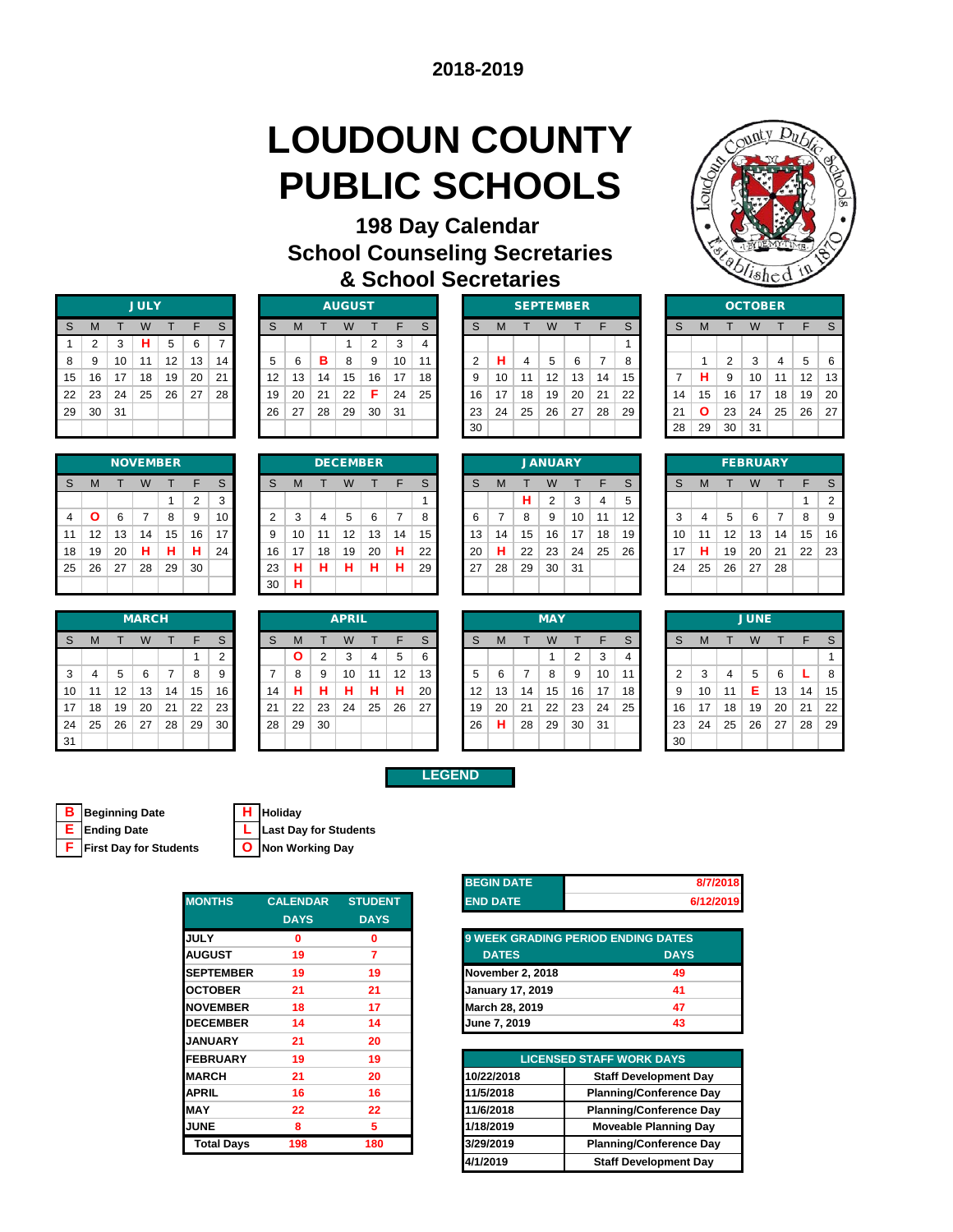**2018-2019**

# LOUDOUN COUNTY PUBLIC SCHOOLS

## 198 Day Calendar
## School Counseling Secretaries & School Secretaries

### JULY

| S | M | T | W | T | F | S |
|---|---|---|---|---|---|---|
| 1 | 2 | 3 | H | 5 | 6 | 7 |
| 8 | 9 | 10 | 11 | 12 | 13 | 14 |
| 15 | 16 | 17 | 18 | 19 | 20 | 21 |
| 22 | 23 | 24 | 25 | 26 | 27 | 28 |
| 29 | 30 | 31 | | | | |

### AUGUST

| S | M | T | W | T | F | S |
|---|---|---|---|---|---|---|
| | | | 1 | 2 | 3 | 4 |
| 5 | 6 | B | 8 | 9 | 10 | 11 |
| 12 | 13 | 14 | 15 | 16 | 17 | 18 |
| 19 | 20 | 21 | 22 | F | 24 | 25 |
| 26 | 27 | 28 | 29 | 30 | 31 | |

### SEPTEMBER

| S | M | T | W | T | F | S |
|---|---|---|---|---|---|---|
| | | | | | | 1 |
| 2 | H | 4 | 5 | 6 | 7 | 8 |
| 9 | 10 | 11 | 12 | 13 | 14 | 15 |
| 16 | 17 | 18 | 19 | 20 | 21 | 22 |
| 23 | 24 | 25 | 26 | 27 | 28 | 29 |
| 30 | | | | | | |

### OCTOBER

| S | M | T | W | T | F | S |
|---|---|---|---|---|---|---|
| | 1 | 2 | 3 | 4 | 5 | 6 |
| 7 | H | 9 | 10 | 11 | 12 | 13 |
| 14 | 15 | 16 | 17 | 18 | 19 | 20 |
| 21 | O | 23 | 24 | 25 | 26 | 27 |
| 28 | 29 | 30 | 31 | | | |

### NOVEMBER

| S | M | T | W | T | F | S |
|---|---|---|---|---|---|---|
| | | | | 1 | 2 | 3 |
| 4 | O | 6 | 7 | 8 | 9 | 10 |
| 11 | 12 | 13 | 14 | 15 | 16 | 17 |
| 18 | 19 | 20 | H | H | H | 24 |
| 25 | 26 | 27 | 28 | 29 | 30 | |

### DECEMBER

| S | M | T | W | T | F | S |
|---|---|---|---|---|---|---|
| | | | | | | 1 |
| 2 | 3 | 4 | 5 | 6 | 7 | 8 |
| 9 | 10 | 11 | 12 | 13 | 14 | 15 |
| 16 | 17 | 18 | 19 | 20 | H | 22 |
| 23 | H | H | H | H | H | 29 |
| 30 | H | | | | | |

### JANUARY

| S | M | T | W | T | F | S |
|---|---|---|---|---|---|---|
| | | H | 2 | 3 | 4 | 5 |
| 6 | 7 | 8 | 9 | 10 | 11 | 12 |
| 13 | 14 | 15 | 16 | 17 | 18 | 19 |
| 20 | H | 22 | 23 | 24 | 25 | 26 |
| 27 | 28 | 29 | 30 | 31 | | |

### FEBRUARY

| S | M | T | W | T | F | S |
|---|---|---|---|---|---|---|
| | | | | | 1 | 2 |
| 3 | 4 | 5 | 6 | 7 | 8 | 9 |
| 10 | 11 | 12 | 13 | 14 | 15 | 16 |
| 17 | H | 19 | 20 | 21 | 22 | 23 |
| 24 | 25 | 26 | 27 | 28 | | |

### MARCH

| S | M | T | W | T | F | S |
|---|---|---|---|---|---|---|
| | | | | | 1 | 2 |
| 3 | 4 | 5 | 6 | 7 | 8 | 9 |
| 10 | 11 | 12 | 13 | 14 | 15 | 16 |
| 17 | 18 | 19 | 20 | 21 | 22 | 23 |
| 24 | 25 | 26 | 27 | 28 | 29 | 30 |
| 31 | | | | | | |

### APRIL

| S | M | T | W | T | F | S |
|---|---|---|---|---|---|---|
| | O | 2 | 3 | 4 | 5 | 6 |
| 7 | 8 | 9 | 10 | 11 | 12 | 13 |
| 14 | H | H | H | H | H | 20 |
| 21 | 22 | 23 | 24 | 25 | 26 | 27 |
| 28 | 29 | 30 | | | | |

### MAY

| S | M | T | W | T | F | S |
|---|---|---|---|---|---|---|
| | | | 1 | 2 | 3 | 4 |
| 5 | 6 | 7 | 8 | 9 | 10 | 11 |
| 12 | 13 | 14 | 15 | 16 | 17 | 18 |
| 19 | 20 | 21 | 22 | 23 | 24 | 25 |
| 26 | H | 28 | 29 | 30 | 31 | |

### JUNE

| S | M | T | W | T | F | S |
|---|---|---|---|---|---|---|
| | | | | | | 1 |
| 2 | 3 | 4 | 5 | 6 | L | 8 |
| 9 | 10 | 11 | E | 13 | 14 | 15 |
| 16 | 17 | 18 | 19 | 20 | 21 | 22 |
| 23 | 24 | 25 | 26 | 27 | 28 | 29 |
| 30 | | | | | | |

### LEGEND

- **B** Beginning Date
- **E** Ending Date
- **F** First Day for Students
- **H** Holiday
- **L** Last Day for Students
- **O** Non Working Day

| MONTHS | CALENDAR DAYS | STUDENT DAYS |
|---|---|---|
| JULY | 0 | 0 |
| AUGUST | 19 | 7 |
| SEPTEMBER | 19 | 19 |
| OCTOBER | 21 | 21 |
| NOVEMBER | 18 | 17 |
| DECEMBER | 14 | 14 |
| JANUARY | 21 | 20 |
| FEBRUARY | 19 | 19 |
| MARCH | 21 | 20 |
| APRIL | 16 | 16 |
| MAY | 22 | 22 |
| JUNE | 8 | 5 |
| Total Days | 198 | 180 |

| | |
|---|---|
| BEGIN DATE | 8/7/2018 |
| END DATE | 6/12/2019 |

| 9 WEEK GRADING PERIOD ENDING DATES | |
|---|---|
| DATES | DAYS |
| November 2, 2018 | 49 |
| January 17, 2019 | 41 |
| March 28, 2019 | 47 |
| June 7, 2019 | 43 |

| LICENSED STAFF WORK DAYS | |
|---|---|
| 10/22/2018 | Staff Development Day |
| 11/5/2018 | Planning/Conference Day |
| 11/6/2018 | Planning/Conference Day |
| 1/18/2019 | Moveable Planning Day |
| 3/29/2019 | Planning/Conference Day |
| 4/1/2019 | Staff Development Day |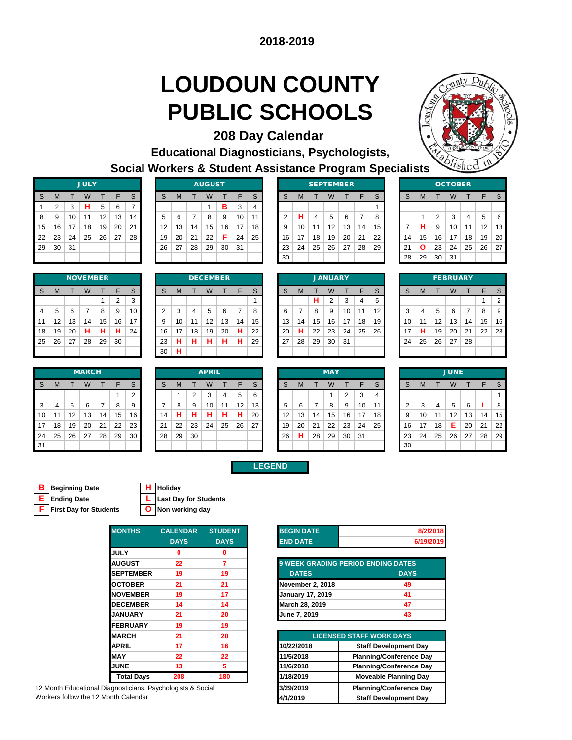2018-2019

# LOUDOUN COUNTY PUBLIC SCHOOLS

## 208 Day Calendar

### Educational Diagnosticians, Psychologists, Social Workers & Student Assistance Program Specialists

**JULY**

| S | M | T | W | T | F | S |
|---|---|---|---|---|---|---|
| 1 | 2 | 3 | H | 5 | 6 | 7 |
| 8 | 9 | 10 | 11 | 12 | 13 | 14 |
| 15 | 16 | 17 | 18 | 19 | 20 | 21 |
| 22 | 23 | 24 | 25 | 26 | 27 | 28 |
| 29 | 30 | 31 | | | | |

**AUGUST**

| S | M | T | W | T | F | S |
|---|---|---|---|---|---|---|
| | | | 1 | B | 3 | 4 |
| 5 | 6 | 7 | 8 | 9 | 10 | 11 |
| 12 | 13 | 14 | 15 | 16 | 17 | 18 |
| 19 | 20 | 21 | 22 | 23 | F | 25 |
| 26 | 27 | 28 | 29 | 30 | 31 | |

**SEPTEMBER**

| S | M | T | W | T | F | S |
|---|---|---|---|---|---|---|
| | | | | | | 1 |
| 2 | H | 4 | 5 | 6 | 7 | 8 |
| 9 | 10 | 11 | 12 | 13 | 14 | 15 |
| 16 | 17 | 18 | 19 | 20 | 21 | 22 |
| 23 | 24 | 25 | 26 | 27 | 28 | 29 |
| 30 | | | | | | |

**OCTOBER**

| S | M | T | W | T | F | S |
|---|---|---|---|---|---|---|
| | 1 | 2 | 3 | 4 | 5 | 6 |
| 7 | H | 9 | 10 | 11 | 12 | 13 |
| 14 | 15 | 16 | 17 | 18 | 19 | 20 |
| 21 | O | 23 | 24 | 25 | 26 | 27 |
| 28 | 29 | 30 | 31 | | | |

**NOVEMBER**

| S | M | T | W | T | F | S |
|---|---|---|---|---|---|---|
| | | | | 1 | 2 | 3 |
| 4 | 5 | 6 | 7 | 8 | 9 | 10 |
| 11 | 12 | 13 | 14 | 15 | 16 | 17 |
| 18 | 19 | 20 | H | H | H | 24 |
| 25 | 26 | 27 | 28 | 29 | 30 | |

**DECEMBER**

| S | M | T | W | T | F | S |
|---|---|---|---|---|---|---|
| | | | | | | 1 |
| 2 | 3 | 4 | 5 | 6 | 7 | 8 |
| 9 | 10 | 11 | 12 | 13 | 14 | 15 |
| 16 | 17 | 18 | 19 | 20 | 21 | 22 |
| 23 | H | H | H | H | H | 29 |
| 30 | H | | | | | |

**JANUARY**

| S | M | T | W | T | F | S |
|---|---|---|---|---|---|---|
| | | H | 2 | 3 | 4 | 5 |
| 6 | 7 | 8 | 9 | 10 | 11 | 12 |
| 13 | 14 | 15 | 16 | 17 | 18 | 19 |
| 20 | H | 22 | 23 | 24 | 25 | 26 |
| 27 | 28 | 29 | 30 | 31 | | |

**FEBRUARY**

| S | M | T | W | T | F | S |
|---|---|---|---|---|---|---|
| | | | | | 1 | 2 |
| 3 | 4 | 5 | 6 | 7 | 8 | 9 |
| 10 | 11 | 12 | 13 | 14 | 15 | 16 |
| 17 | H | 19 | 20 | 21 | 22 | 23 |
| 24 | 25 | 26 | 27 | 28 | | |

**MARCH**

| S | M | T | W | T | F | S |
|---|---|---|---|---|---|---|
| | | | | | 1 | 2 |
| 3 | 4 | 5 | 6 | 7 | 8 | 9 |
| 10 | 11 | 12 | 13 | 14 | 15 | 16 |
| 17 | 18 | 19 | 20 | 21 | 22 | 23 |
| 24 | 25 | 26 | 27 | 28 | 29 | 30 |
| 31 | | | | | | |

**APRIL**

| S | M | T | W | T | F | S |
|---|---|---|---|---|---|---|
| | 1 | 2 | 3 | 4 | 5 | 6 |
| 7 | 8 | 9 | 10 | 11 | 12 | 13 |
| 14 | H | H | H | H | H | 20 |
| 21 | 22 | 23 | 24 | 25 | 26 | 27 |
| 28 | 29 | 30 | | | | |

**MAY**

| S | M | T | W | T | F | S |
|---|---|---|---|---|---|---|
| | | | 1 | 2 | 3 | 4 |
| 5 | 6 | 7 | 8 | 9 | 10 | 11 |
| 12 | 13 | 14 | 15 | 16 | 17 | 18 |
| 19 | 20 | 21 | 22 | 23 | 24 | 25 |
| 26 | H | 28 | 29 | 30 | 31 | |

**JUNE**

| S | M | T | W | T | F | S |
|---|---|---|---|---|---|---|
| | | | | | | 1 |
| 2 | 3 | 4 | 5 | 6 | L | 8 |
| 9 | 10 | 11 | 12 | 13 | 14 | 15 |
| 16 | 17 | 18 | E | 20 | 21 | 22 |
| 23 | 24 | 25 | 26 | 27 | 28 | 29 |
| 30 | | | | | | |

**LEGEND**

- **B** Beginning Date
- **E** Ending Date
- **F** First Day for Students
- **H** Holiday
- **L** Last Day for Students
- **O** Non working day

| MONTHS | CALENDAR DAYS | STUDENT DAYS |
|---|---|---|
| JULY | 0 | 0 |
| AUGUST | 22 | 7 |
| SEPTEMBER | 19 | 19 |
| OCTOBER | 21 | 21 |
| NOVEMBER | 19 | 17 |
| DECEMBER | 14 | 14 |
| JANUARY | 21 | 20 |
| FEBRUARY | 19 | 19 |
| MARCH | 21 | 20 |
| APRIL | 17 | 16 |
| MAY | 22 | 22 |
| JUNE | 13 | 5 |
| Total Days | 208 | 180 |

12 Month Educational Diagnosticians, Psychologists & Social Workers follow the 12 Month Calendar

| BEGIN DATE | 8/2/2018 |
|---|---|
| END DATE | 6/19/2019 |

| 9 WEEK GRADING PERIOD ENDING DATES | |
|---|---|
| DATES | DAYS |
| November 2, 2018 | 49 |
| January 17, 2019 | 41 |
| March 28, 2019 | 47 |
| June 7, 2019 | 43 |

| LICENSED STAFF WORK DAYS | |
|---|---|
| 10/22/2018 | Staff Development Day |
| 11/5/2018 | Planning/Conference Day |
| 11/6/2018 | Planning/Conference Day |
| 1/18/2019 | Moveable Planning Day |
| 3/29/2019 | Planning/Conference Day |
| 4/1/2019 | Staff Development Day |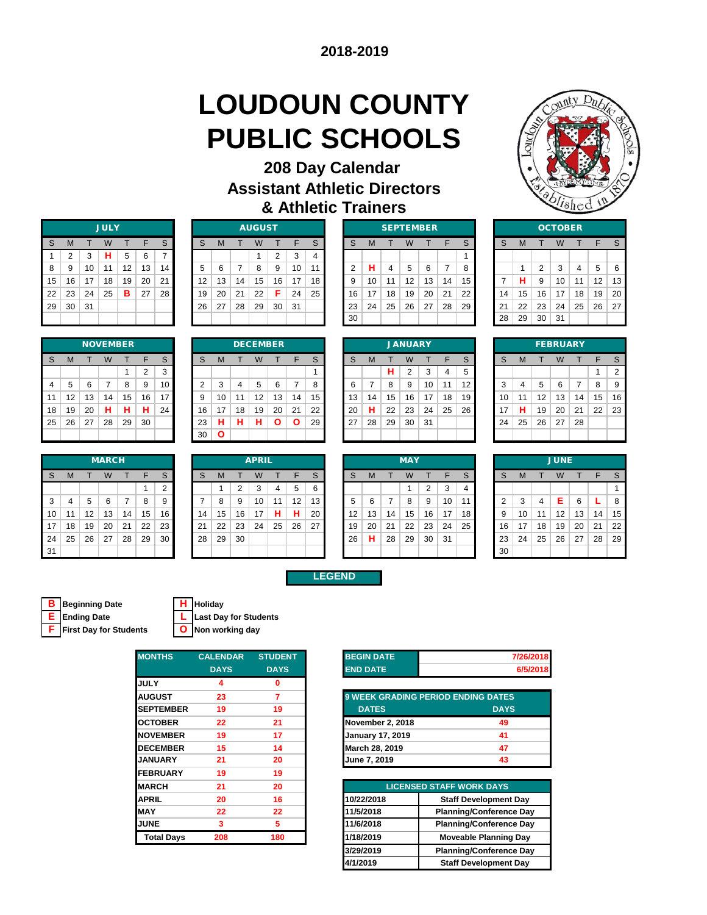**2018-2019**

# LOUDOUN COUNTY PUBLIC SCHOOLS

## 208 Day Calendar

## Assistant Athletic Directors & Athletic Trainers

**JULY**

| S | M | T | W | T | F | S |
|---|---|---|---|---|---|---|
| 1 | 2 | 3 | H | 5 | 6 | 7 |
| 8 | 9 | 10 | 11 | 12 | 13 | 14 |
| 15 | 16 | 17 | 18 | 19 | 20 | 21 |
| 22 | 23 | 24 | 25 | B | 27 | 28 |
| 29 | 30 | 31 | | | | |

**AUGUST**

| S | M | T | W | T | F | S |
|---|---|---|---|---|---|---|
| | | | 1 | 2 | 3 | 4 |
| 5 | 6 | 7 | 8 | 9 | 10 | 11 |
| 12 | 13 | 14 | 15 | 16 | 17 | 18 |
| 19 | 20 | 21 | 22 | F | 24 | 25 |
| 26 | 27 | 28 | 29 | 30 | 31 | |

**SEPTEMBER**

| S | M | T | W | T | F | S |
|---|---|---|---|---|---|---|
| | | | | | | 1 |
| 2 | H | 4 | 5 | 6 | 7 | 8 |
| 9 | 10 | 11 | 12 | 13 | 14 | 15 |
| 16 | 17 | 18 | 19 | 20 | 21 | 22 |
| 23 | 24 | 25 | 26 | 27 | 28 | 29 |
| 30 | | | | | | |

**OCTOBER**

| S | M | T | W | T | F | S |
|---|---|---|---|---|---|---|
| | 1 | 2 | 3 | 4 | 5 | 6 |
| 7 | H | 9 | 10 | 11 | 12 | 13 |
| 14 | 15 | 16 | 17 | 18 | 19 | 20 |
| 21 | 22 | 23 | 24 | 25 | 26 | 27 |
| 28 | 29 | 30 | 31 | | | |

**NOVEMBER**

| S | M | T | W | T | F | S |
|---|---|---|---|---|---|---|
| | | | | 1 | 2 | 3 |
| 4 | 5 | 6 | 7 | 8 | 9 | 10 |
| 11 | 12 | 13 | 14 | 15 | 16 | 17 |
| 18 | 19 | 20 | H | H | H | 24 |
| 25 | 26 | 27 | 28 | 29 | 30 | |

**DECEMBER**

| S | M | T | W | T | F | S |
|---|---|---|---|---|---|---|
| | | | | | | 1 |
| 2 | 3 | 4 | 5 | 6 | 7 | 8 |
| 9 | 10 | 11 | 12 | 13 | 14 | 15 |
| 16 | 17 | 18 | 19 | 20 | 21 | 22 |
| 23 | H | H | H | O | O | 29 |
| 30 | O | | | | | |

**JANUARY**

| S | M | T | W | T | F | S |
|---|---|---|---|---|---|---|
| | | H | 2 | 3 | 4 | 5 |
| 6 | 7 | 8 | 9 | 10 | 11 | 12 |
| 13 | 14 | 15 | 16 | 17 | 18 | 19 |
| 20 | H | 22 | 23 | 24 | 25 | 26 |
| 27 | 28 | 29 | 30 | 31 | | |

**FEBRUARY**

| S | M | T | W | T | F | S |
|---|---|---|---|---|---|---|
| | | | | | 1 | 2 |
| 3 | 4 | 5 | 6 | 7 | 8 | 9 |
| 10 | 11 | 12 | 13 | 14 | 15 | 16 |
| 17 | H | 19 | 20 | 21 | 22 | 23 |
| 24 | 25 | 26 | 27 | 28 | | |

**MARCH**

| S | M | T | W | T | F | S |
|---|---|---|---|---|---|---|
| | | | | | 1 | 2 |
| 3 | 4 | 5 | 6 | 7 | 8 | 9 |
| 10 | 11 | 12 | 13 | 14 | 15 | 16 |
| 17 | 18 | 19 | 20 | 21 | 22 | 23 |
| 24 | 25 | 26 | 27 | 28 | 29 | 30 |
| 31 | | | | | | |

**APRIL**

| S | M | T | W | T | F | S |
|---|---|---|---|---|---|---|
| | 1 | 2 | 3 | 4 | 5 | 6 |
| 7 | 8 | 9 | 10 | 11 | 12 | 13 |
| 14 | 15 | 16 | 17 | H | H | 20 |
| 21 | 22 | 23 | 24 | 25 | 26 | 27 |
| 28 | 29 | 30 | | | | |

**MAY**

| S | M | T | W | T | F | S |
|---|---|---|---|---|---|---|
| | | | 1 | 2 | 3 | 4 |
| 5 | 6 | 7 | 8 | 9 | 10 | 11 |
| 12 | 13 | 14 | 15 | 16 | 17 | 18 |
| 19 | 20 | 21 | 22 | 23 | 24 | 25 |
| 26 | H | 28 | 29 | 30 | 31 | |

**JUNE**

| S | M | T | W | T | F | S |
|---|---|---|---|---|---|---|
| | | | | | | 1 |
| 2 | 3 | 4 | E | 6 | L | 8 |
| 9 | 10 | 11 | 12 | 13 | 14 | 15 |
| 16 | 17 | 18 | 19 | 20 | 21 | 22 |
| 23 | 24 | 25 | 26 | 27 | 28 | 29 |
| 30 | | | | | | |

**LEGEND**

- **B** Beginning Date
- **E** Ending Date
- **F** First Day for Students
- **H** Holiday
- **L** Last Day for Students
- **O** Non working day

| MONTHS | CALENDAR DAYS | STUDENT DAYS |
|---|---|---|
| JULY | 4 | 0 |
| AUGUST | 23 | 7 |
| SEPTEMBER | 19 | 19 |
| OCTOBER | 22 | 21 |
| NOVEMBER | 19 | 17 |
| DECEMBER | 15 | 14 |
| JANUARY | 21 | 20 |
| FEBRUARY | 19 | 19 |
| MARCH | 21 | 20 |
| APRIL | 20 | 16 |
| MAY | 22 | 22 |
| JUNE | 3 | 5 |
| Total Days | 208 | 180 |

| | |
|---|---|
| BEGIN DATE | 7/26/2018 |
| END DATE | 6/5/2018 |

| 9 WEEK GRADING PERIOD ENDING DATES | |
|---|---|
| DATES | DAYS |
| November 2, 2018 | 49 |
| January 17, 2019 | 41 |
| March 28, 2019 | 47 |
| June 7, 2019 | 43 |

| LICENSED STAFF WORK DAYS | |
|---|---|
| 10/22/2018 | Staff Development Day |
| 11/5/2018 | Planning/Conference Day |
| 11/6/2018 | Planning/Conference Day |
| 1/18/2019 | Moveable Planning Day |
| 3/29/2019 | Planning/Conference Day |
| 4/1/2019 | Staff Development Day |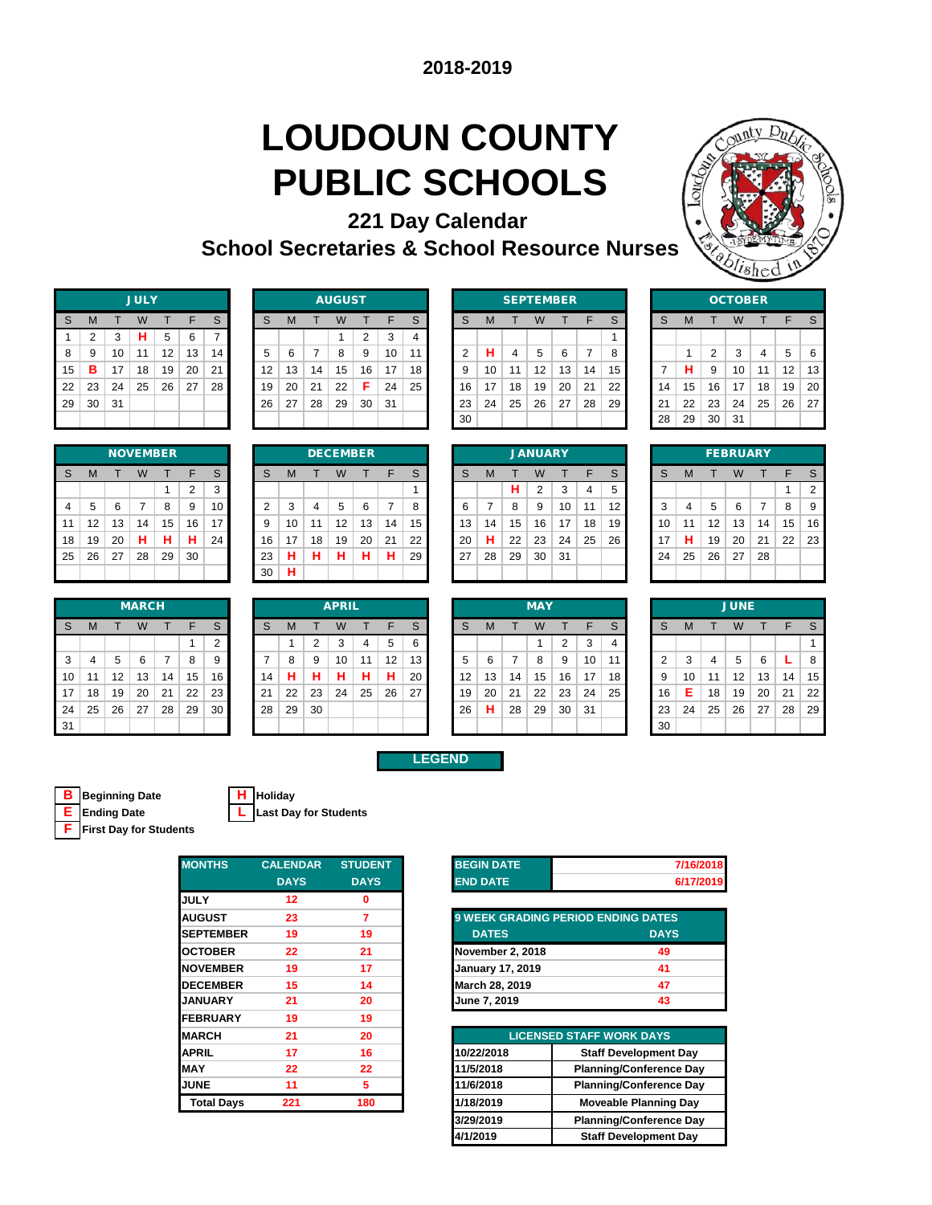2018-2019

# LOUDOUN COUNTY PUBLIC SCHOOLS

## 221 Day Calendar

### School Secretaries & School Resource Nurses

**JULY**

| S | M | T | W | T | F | S |
|---|---|---|---|---|---|---|
| 1 | 2 | 3 | H | 5 | 6 | 7 |
| 8 | 9 | 10 | 11 | 12 | 13 | 14 |
| 15 | B | 17 | 18 | 19 | 20 | 21 |
| 22 | 23 | 24 | 25 | 26 | 27 | 28 |
| 29 | 30 | 31 | | | | |

**AUGUST**

| S | M | T | W | T | F | S |
|---|---|---|---|---|---|---|
| | | | 1 | 2 | 3 | 4 |
| 5 | 6 | 7 | 8 | 9 | 10 | 11 |
| 12 | 13 | 14 | 15 | 16 | 17 | 18 |
| 19 | 20 | 21 | 22 | F | 24 | 25 |
| 26 | 27 | 28 | 29 | 30 | 31 | |

**SEPTEMBER**

| S | M | T | W | T | F | S |
|---|---|---|---|---|---|---|
| | | | | | | 1 |
| 2 | H | 4 | 5 | 6 | 7 | 8 |
| 9 | 10 | 11 | 12 | 13 | 14 | 15 |
| 16 | 17 | 18 | 19 | 20 | 21 | 22 |
| 23 | 24 | 25 | 26 | 27 | 28 | 29 |
| 30 | | | | | | |

**OCTOBER**

| S | M | T | W | T | F | S |
|---|---|---|---|---|---|---|
| | 1 | 2 | 3 | 4 | 5 | 6 |
| 7 | H | 9 | 10 | 11 | 12 | 13 |
| 14 | 15 | 16 | 17 | 18 | 19 | 20 |
| 21 | 22 | 23 | 24 | 25 | 26 | 27 |
| 28 | 29 | 30 | 31 | | | |

**NOVEMBER**

| S | M | T | W | T | F | S |
|---|---|---|---|---|---|---|
| | | | | 1 | 2 | 3 |
| 4 | 5 | 6 | 7 | 8 | 9 | 10 |
| 11 | 12 | 13 | 14 | 15 | 16 | 17 |
| 18 | 19 | 20 | H | H | H | 24 |
| 25 | 26 | 27 | 28 | 29 | 30 | |

**DECEMBER**

| S | M | T | W | T | F | S |
|---|---|---|---|---|---|---|
| | | | | | | 1 |
| 2 | 3 | 4 | 5 | 6 | 7 | 8 |
| 9 | 10 | 11 | 12 | 13 | 14 | 15 |
| 16 | 17 | 18 | 19 | 20 | 21 | 22 |
| 23 | H | H | H | H | H | 29 |
| 30 | H | | | | | |

**JANUARY**

| S | M | T | W | T | F | S |
|---|---|---|---|---|---|---|
| | | H | 2 | 3 | 4 | 5 |
| 6 | 7 | 8 | 9 | 10 | 11 | 12 |
| 13 | 14 | 15 | 16 | 17 | 18 | 19 |
| 20 | H | 22 | 23 | 24 | 25 | 26 |
| 27 | 28 | 29 | 30 | 31 | | |

**FEBRUARY**

| S | M | T | W | T | F | S |
|---|---|---|---|---|---|---|
| | | | | | 1 | 2 |
| 3 | 4 | 5 | 6 | 7 | 8 | 9 |
| 10 | 11 | 12 | 13 | 14 | 15 | 16 |
| 17 | H | 19 | 20 | 21 | 22 | 23 |
| 24 | 25 | 26 | 27 | 28 | | |

**MARCH**

| S | M | T | W | T | F | S |
|---|---|---|---|---|---|---|
| | | | | | 1 | 2 |
| 3 | 4 | 5 | 6 | 7 | 8 | 9 |
| 10 | 11 | 12 | 13 | 14 | 15 | 16 |
| 17 | 18 | 19 | 20 | 21 | 22 | 23 |
| 24 | 25 | 26 | 27 | 28 | 29 | 30 |
| 31 | | | | | | |

**APRIL**

| S | M | T | W | T | F | S |
|---|---|---|---|---|---|---|
| | 1 | 2 | 3 | 4 | 5 | 6 |
| 7 | 8 | 9 | 10 | 11 | 12 | 13 |
| 14 | H | H | H | H | H | 20 |
| 21 | 22 | 23 | 24 | 25 | 26 | 27 |
| 28 | 29 | 30 | | | | |

**MAY**

| S | M | T | W | T | F | S |
|---|---|---|---|---|---|---|
| | | | 1 | 2 | 3 | 4 |
| 5 | 6 | 7 | 8 | 9 | 10 | 11 |
| 12 | 13 | 14 | 15 | 16 | 17 | 18 |
| 19 | 20 | 21 | 22 | 23 | 24 | 25 |
| 26 | H | 28 | 29 | 30 | 31 | |

**JUNE**

| S | M | T | W | T | F | S |
|---|---|---|---|---|---|---|
| | | | | | | 1 |
| 2 | 3 | 4 | 5 | 6 | L | 8 |
| 9 | 10 | 11 | 12 | 13 | 14 | 15 |
| 16 | E | 18 | 19 | 20 | 21 | 22 |
| 23 | 24 | 25 | 26 | 27 | 28 | 29 |
| 30 | | | | | | |

**LEGEND**

- **B** Beginning Date
- **E** Ending Date
- **F** First Day for Students
- **H** Holiday
- **L** Last Day for Students

| MONTHS | CALENDAR DAYS | STUDENT DAYS |
|---|---|---|
| JULY | 12 | 0 |
| AUGUST | 23 | 7 |
| SEPTEMBER | 19 | 19 |
| OCTOBER | 22 | 21 |
| NOVEMBER | 19 | 17 |
| DECEMBER | 15 | 14 |
| JANUARY | 21 | 20 |
| FEBRUARY | 19 | 19 |
| MARCH | 21 | 20 |
| APRIL | 17 | 16 |
| MAY | 22 | 22 |
| JUNE | 11 | 5 |
| Total Days | 221 | 180 |

| BEGIN DATE | 7/16/2018 |
|---|---|
| END DATE | 6/17/2019 |

| 9 WEEK GRADING PERIOD ENDING DATES | |
|---|---|
| DATES | DAYS |
| November 2, 2018 | 49 |
| January 17, 2019 | 41 |
| March 28, 2019 | 47 |
| June 7, 2019 | 43 |

| LICENSED STAFF WORK DAYS | |
|---|---|
| 10/22/2018 | Staff Development Day |
| 11/5/2018 | Planning/Conference Day |
| 11/6/2018 | Planning/Conference Day |
| 1/18/2019 | Moveable Planning Day |
| 3/29/2019 | Planning/Conference Day |
| 4/1/2019 | Staff Development Day |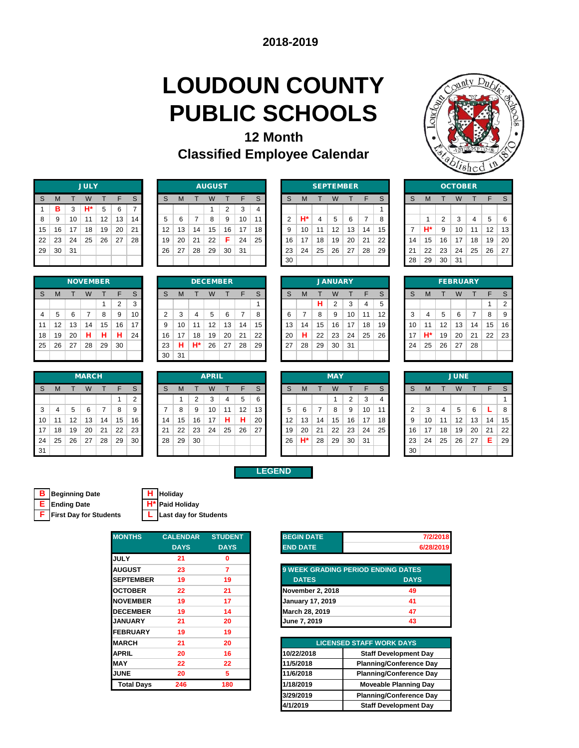**2018-2019**

# LOUDOUN COUNTY PUBLIC SCHOOLS

## 12 Month
## Classified Employee Calendar

### JULY

| S | M | T | W | T | F | S |
|---|---|---|---|---|---|---|
| 1 | B | 3 | H* | 5 | 6 | 7 |
| 8 | 9 | 10 | 11 | 12 | 13 | 14 |
| 15 | 16 | 17 | 18 | 19 | 20 | 21 |
| 22 | 23 | 24 | 25 | 26 | 27 | 28 |
| 29 | 30 | 31 | | | | |

### AUGUST

| S | M | T | W | T | F | S |
|---|---|---|---|---|---|---|
| | | | 1 | 2 | 3 | 4 |
| 5 | 6 | 7 | 8 | 9 | 10 | 11 |
| 12 | 13 | 14 | 15 | 16 | 17 | 18 |
| 19 | 20 | 21 | 22 | F | 24 | 25 |
| 26 | 27 | 28 | 29 | 30 | 31 | |

### SEPTEMBER

| S | M | T | W | T | F | S |
|---|---|---|---|---|---|---|
| | | | | | | 1 |
| 2 | H* | 4 | 5 | 6 | 7 | 8 |
| 9 | 10 | 11 | 12 | 13 | 14 | 15 |
| 16 | 17 | 18 | 19 | 20 | 21 | 22 |
| 23 | 24 | 25 | 26 | 27 | 28 | 29 |
| 30 | | | | | | |

### OCTOBER

| S | M | T | W | T | F | S |
|---|---|---|---|---|---|---|
| | 1 | 2 | 3 | 4 | 5 | 6 |
| 7 | H* | 9 | 10 | 11 | 12 | 13 |
| 14 | 15 | 16 | 17 | 18 | 19 | 20 |
| 21 | 22 | 23 | 24 | 25 | 26 | 27 |
| 28 | 29 | 30 | 31 | | | |

### NOVEMBER

| S | M | T | W | T | F | S |
|---|---|---|---|---|---|---|
| | | | | 1 | 2 | 3 |
| 4 | 5 | 6 | 7 | 8 | 9 | 10 |
| 11 | 12 | 13 | 14 | 15 | 16 | 17 |
| 18 | 19 | 20 | H | H | H | 24 |
| 25 | 26 | 27 | 28 | 29 | 30 | |

### DECEMBER

| S | M | T | W | T | F | S |
|---|---|---|---|---|---|---|
| | | | | | | 1 |
| 2 | 3 | 4 | 5 | 6 | 7 | 8 |
| 9 | 10 | 11 | 12 | 13 | 14 | 15 |
| 16 | 17 | 18 | 19 | 20 | 21 | 22 |
| 23 | H | H* | 26 | 27 | 28 | 29 |
| 30 | 31 | | | | | |

### JANUARY

| S | M | T | W | T | F | S |
|---|---|---|---|---|---|---|
| | | H | 2 | 3 | 4 | 5 |
| 6 | 7 | 8 | 9 | 10 | 11 | 12 |
| 13 | 14 | 15 | 16 | 17 | 18 | 19 |
| 20 | H | 22 | 23 | 24 | 25 | 26 |
| 27 | 28 | 29 | 30 | 31 | | |

### FEBRUARY

| S | M | T | W | T | F | S |
|---|---|---|---|---|---|---|
| | | | | | 1 | 2 |
| 3 | 4 | 5 | 6 | 7 | 8 | 9 |
| 10 | 11 | 12 | 13 | 14 | 15 | 16 |
| 17 | H* | 19 | 20 | 21 | 22 | 23 |
| 24 | 25 | 26 | 27 | 28 | | |

### MARCH

| S | M | T | W | T | F | S |
|---|---|---|---|---|---|---|
| | | | | | 1 | 2 |
| 3 | 4 | 5 | 6 | 7 | 8 | 9 |
| 10 | 11 | 12 | 13 | 14 | 15 | 16 |
| 17 | 18 | 19 | 20 | 21 | 22 | 23 |
| 24 | 25 | 26 | 27 | 28 | 29 | 30 |
| 31 | | | | | | |

### APRIL

| S | M | T | W | T | F | S |
|---|---|---|---|---|---|---|
| | 1 | 2 | 3 | 4 | 5 | 6 |
| 7 | 8 | 9 | 10 | 11 | 12 | 13 |
| 14 | 15 | 16 | 17 | H | H | 20 |
| 21 | 22 | 23 | 24 | 25 | 26 | 27 |
| 28 | 29 | 30 | | | | |

### MAY

| S | M | T | W | T | F | S |
|---|---|---|---|---|---|---|
| | | | 1 | 2 | 3 | 4 |
| 5 | 6 | 7 | 8 | 9 | 10 | 11 |
| 12 | 13 | 14 | 15 | 16 | 17 | 18 |
| 19 | 20 | 21 | 22 | 23 | 24 | 25 |
| 26 | H* | 28 | 29 | 30 | 31 | |

### JUNE

| S | M | T | W | T | F | S |
|---|---|---|---|---|---|---|
| | | | | | | 1 |
| 2 | 3 | 4 | 5 | 6 | L | 8 |
| 9 | 10 | 11 | 12 | 13 | 14 | 15 |
| 16 | 17 | 18 | 19 | 20 | 21 | 22 |
| 23 | 24 | 25 | 26 | 27 | E | 29 |
| 30 | | | | | | |

## LEGEND

| Code | Meaning |
|---|---|
| B | Beginning Date |
| E | Ending Date |
| F | First Day for Students |
| H | Holiday |
| H* | Paid Holiday |
| L | Last day for Students |

| MONTHS | CALENDAR DAYS | STUDENT DAYS |
|---|---|---|
| JULY | 21 | 0 |
| AUGUST | 23 | 7 |
| SEPTEMBER | 19 | 19 |
| OCTOBER | 22 | 21 |
| NOVEMBER | 19 | 17 |
| DECEMBER | 19 | 14 |
| JANUARY | 21 | 20 |
| FEBRUARY | 19 | 19 |
| MARCH | 21 | 20 |
| APRIL | 20 | 16 |
| MAY | 22 | 22 |
| JUNE | 20 | 5 |
| Total Days | 246 | 180 |

| | |
|---|---|
| BEGIN DATE | 7/2/2018 |
| END DATE | 6/28/2019 |

| 9 WEEK GRADING PERIOD ENDING DATES | |
|---|---|
| DATES | DAYS |
| November 2, 2018 | 49 |
| January 17, 2019 | 41 |
| March 28, 2019 | 47 |
| June 7, 2019 | 43 |

| LICENSED STAFF WORK DAYS | |
|---|---|
| 10/22/2018 | Staff Development Day |
| 11/5/2018 | Planning/Conference Day |
| 11/6/2018 | Planning/Conference Day |
| 1/18/2019 | Moveable Planning Day |
| 3/29/2019 | Planning/Conference Day |
| 4/1/2019 | Staff Development Day |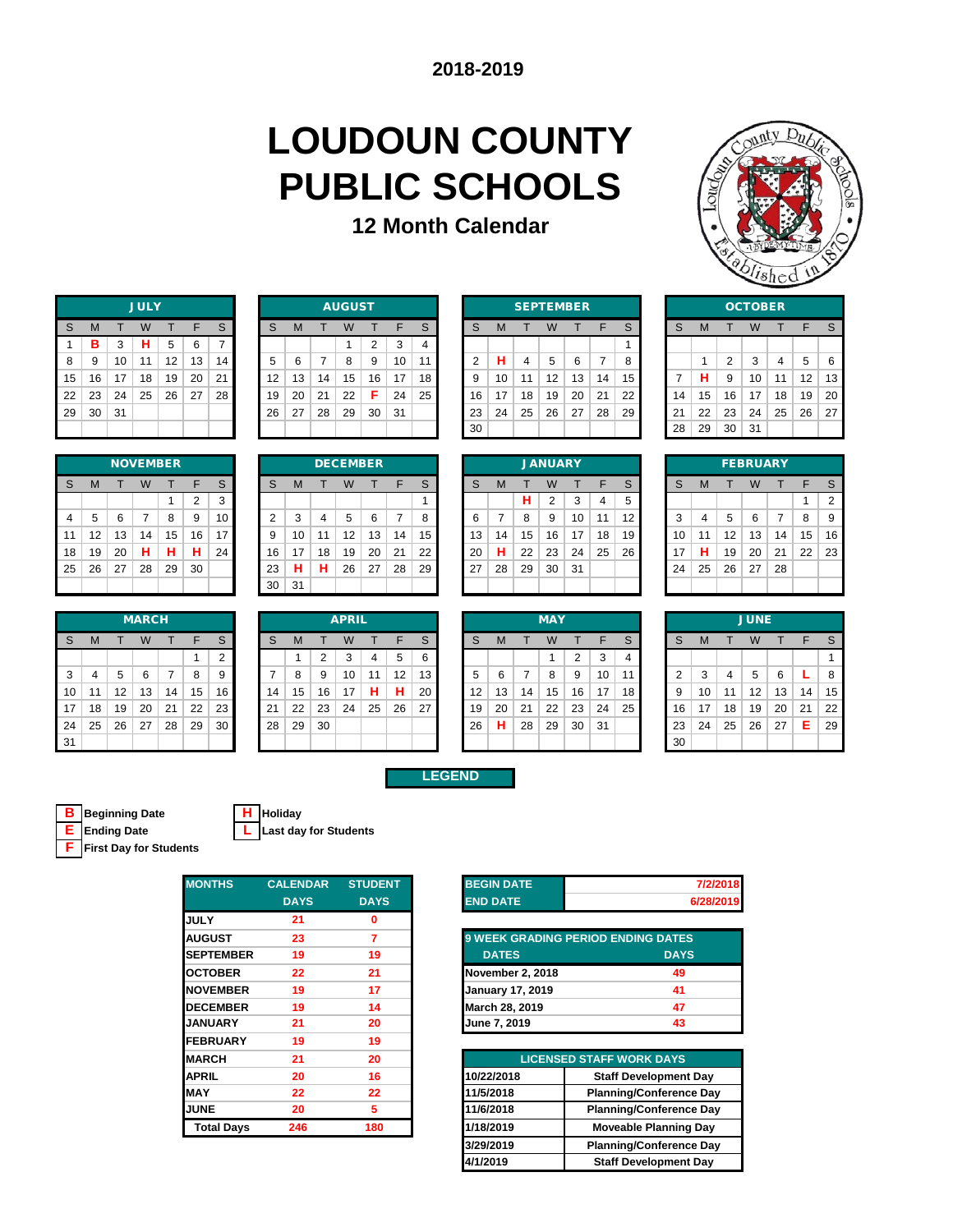2018-2019

# LOUDOUN COUNTY PUBLIC SCHOOLS

## 12 Month Calendar

### JULY

| S | M | T | W | T | F | S |
|---|---|---|---|---|---|---|
| 1 | B | 3 | H | 5 | 6 | 7 |
| 8 | 9 | 10 | 11 | 12 | 13 | 14 |
| 15 | 16 | 17 | 18 | 19 | 20 | 21 |
| 22 | 23 | 24 | 25 | 26 | 27 | 28 |
| 29 | 30 | 31 | | | | |

### AUGUST

| S | M | T | W | T | F | S |
|---|---|---|---|---|---|---|
| | | | 1 | 2 | 3 | 4 |
| 5 | 6 | 7 | 8 | 9 | 10 | 11 |
| 12 | 13 | 14 | 15 | 16 | 17 | 18 |
| 19 | 20 | 21 | 22 | F | 24 | 25 |
| 26 | 27 | 28 | 29 | 30 | 31 | |

### SEPTEMBER

| S | M | T | W | T | F | S |
|---|---|---|---|---|---|---|
| | | | | | | 1 |
| 2 | H | 4 | 5 | 6 | 7 | 8 |
| 9 | 10 | 11 | 12 | 13 | 14 | 15 |
| 16 | 17 | 18 | 19 | 20 | 21 | 22 |
| 23 | 24 | 25 | 26 | 27 | 28 | 29 |
| 30 | | | | | | |

### OCTOBER

| S | M | T | W | T | F | S |
|---|---|---|---|---|---|---|
| | 1 | 2 | 3 | 4 | 5 | 6 |
| 7 | H | 9 | 10 | 11 | 12 | 13 |
| 14 | 15 | 16 | 17 | 18 | 19 | 20 |
| 21 | 22 | 23 | 24 | 25 | 26 | 27 |
| 28 | 29 | 30 | 31 | | | |

### NOVEMBER

| S | M | T | W | T | F | S |
|---|---|---|---|---|---|---|
| | | | | 1 | 2 | 3 |
| 4 | 5 | 6 | 7 | 8 | 9 | 10 |
| 11 | 12 | 13 | 14 | 15 | 16 | 17 |
| 18 | 19 | 20 | H | H | H | 24 |
| 25 | 26 | 27 | 28 | 29 | 30 | |

### DECEMBER

| S | M | T | W | T | F | S |
|---|---|---|---|---|---|---|
| | | | | | | 1 |
| 2 | 3 | 4 | 5 | 6 | 7 | 8 |
| 9 | 10 | 11 | 12 | 13 | 14 | 15 |
| 16 | 17 | 18 | 19 | 20 | 21 | 22 |
| 23 | H | H | 26 | 27 | 28 | 29 |
| 30 | 31 | | | | | |

### JANUARY

| S | M | T | W | T | F | S |
|---|---|---|---|---|---|---|
| | | H | 2 | 3 | 4 | 5 |
| 6 | 7 | 8 | 9 | 10 | 11 | 12 |
| 13 | 14 | 15 | 16 | 17 | 18 | 19 |
| 20 | H | 22 | 23 | 24 | 25 | 26 |
| 27 | 28 | 29 | 30 | 31 | | |

### FEBRUARY

| S | M | T | W | T | F | S |
|---|---|---|---|---|---|---|
| | | | | | 1 | 2 |
| 3 | 4 | 5 | 6 | 7 | 8 | 9 |
| 10 | 11 | 12 | 13 | 14 | 15 | 16 |
| 17 | H | 19 | 20 | 21 | 22 | 23 |
| 24 | 25 | 26 | 27 | 28 | | |

### MARCH

| S | M | T | W | T | F | S |
|---|---|---|---|---|---|---|
| | | | | | 1 | 2 |
| 3 | 4 | 5 | 6 | 7 | 8 | 9 |
| 10 | 11 | 12 | 13 | 14 | 15 | 16 |
| 17 | 18 | 19 | 20 | 21 | 22 | 23 |
| 24 | 25 | 26 | 27 | 28 | 29 | 30 |
| 31 | | | | | | |

### APRIL

| S | M | T | W | T | F | S |
|---|---|---|---|---|---|---|
| | 1 | 2 | 3 | 4 | 5 | 6 |
| 7 | 8 | 9 | 10 | 11 | 12 | 13 |
| 14 | 15 | 16 | 17 | H | H | 20 |
| 21 | 22 | 23 | 24 | 25 | 26 | 27 |
| 28 | 29 | 30 | | | | |

### MAY

| S | M | T | W | T | F | S |
|---|---|---|---|---|---|---|
| | | | 1 | 2 | 3 | 4 |
| 5 | 6 | 7 | 8 | 9 | 10 | 11 |
| 12 | 13 | 14 | 15 | 16 | 17 | 18 |
| 19 | 20 | 21 | 22 | 23 | 24 | 25 |
| 26 | H | 28 | 29 | 30 | 31 | |

### JUNE

| S | M | T | W | T | F | S |
|---|---|---|---|---|---|---|
| | | | | | | 1 |
| 2 | 3 | 4 | 5 | 6 | L | 8 |
| 9 | 10 | 11 | 12 | 13 | 14 | 15 |
| 16 | 17 | 18 | 19 | 20 | 21 | 22 |
| 23 | 24 | 25 | 26 | 27 | E | 29 |
| 30 | | | | | | |

### LEGEND

- **B** Beginning Date
- **E** Ending Date
- **F** First Day for Students
- **H** Holiday
- **L** Last day for Students

| MONTHS | CALENDAR DAYS | STUDENT DAYS |
|---|---|---|
| JULY | 21 | 0 |
| AUGUST | 23 | 7 |
| SEPTEMBER | 19 | 19 |
| OCTOBER | 22 | 21 |
| NOVEMBER | 19 | 17 |
| DECEMBER | 19 | 14 |
| JANUARY | 21 | 20 |
| FEBRUARY | 19 | 19 |
| MARCH | 21 | 20 |
| APRIL | 20 | 16 |
| MAY | 22 | 22 |
| JUNE | 20 | 5 |
| Total Days | 246 | 180 |

| | |
|---|---|
| BEGIN DATE | 7/2/2018 |
| END DATE | 6/28/2019 |

| 9 WEEK GRADING PERIOD ENDING DATES | |
|---|---|
| DATES | DAYS |
| November 2, 2018 | 49 |
| January 17, 2019 | 41 |
| March 28, 2019 | 47 |
| June 7, 2019 | 43 |

| LICENSED STAFF WORK DAYS | |
|---|---|
| 10/22/2018 | Staff Development Day |
| 11/5/2018 | Planning/Conference Day |
| 11/6/2018 | Planning/Conference Day |
| 1/18/2019 | Moveable Planning Day |
| 3/29/2019 | Planning/Conference Day |
| 4/1/2019 | Staff Development Day |